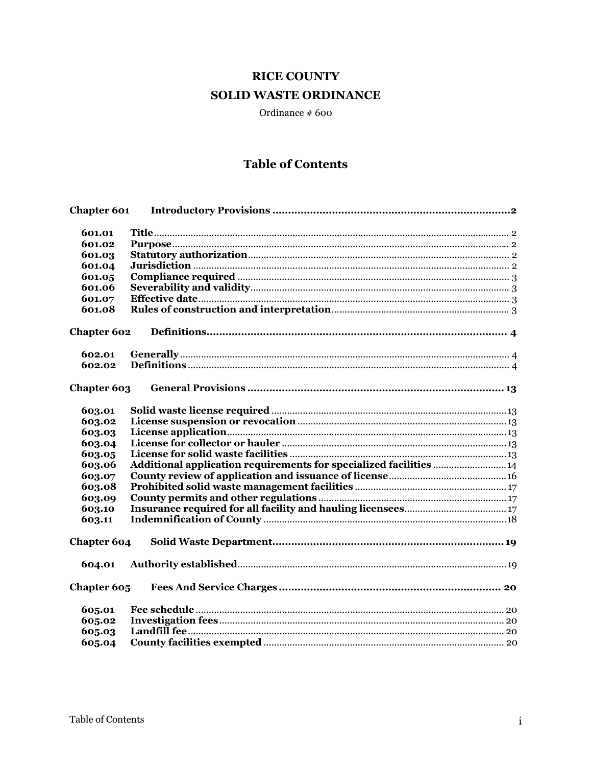# RICE COUNTY
# SOLID WASTE ORDINANCE

Ordinance # 600

## Table of Contents

**Chapter 601 Introductory Provisions** ..... **2**

| | | |
|---|---|---|
| **601.01** | **Title** | 2 |
| **601.02** | **Purpose** | 2 |
| **601.03** | **Statutory authorization** | 2 |
| **601.04** | **Jurisdiction** | 2 |
| **601.05** | **Compliance required** | 3 |
| **601.06** | **Severability and validity** | 3 |
| **601.07** | **Effective date** | 3 |
| **601.08** | **Rules of construction and interpretation** | 3 |

**Chapter 602 Definitions** ..... **4**

| | | |
|---|---|---|
| **602.01** | **Generally** | 4 |
| **602.02** | **Definitions** | 4 |

**Chapter 603 General Provisions** ..... **13**

| | | |
|---|---|---|
| **603.01** | **Solid waste license required** | 13 |
| **603.02** | **License suspension or revocation** | 13 |
| **603.03** | **License application** | 13 |
| **603.04** | **License for collector or hauler** | 13 |
| **603.05** | **License for solid waste facilities** | 13 |
| **603.06** | **Additional application requirements for specialized facilities** | 14 |
| **603.07** | **County review of application and issuance of license** | 16 |
| **603.08** | **Prohibited solid waste management facilities** | 17 |
| **603.09** | **County permits and other regulations** | 17 |
| **603.10** | **Insurance required for all facility and hauling licensees** | 17 |
| **603.11** | **Indemnification of County** | 18 |

**Chapter 604 Solid Waste Department** ..... **19**

| | | |
|---|---|---|
| **604.01** | **Authority established** | 19 |

**Chapter 605 Fees And Service Charges** ..... **20**

| | | |
|---|---|---|
| **605.01** | **Fee schedule** | 20 |
| **605.02** | **Investigation fees** | 20 |
| **605.03** | **Landfill fee** | 20 |
| **605.04** | **County facilities exempted** | 20 |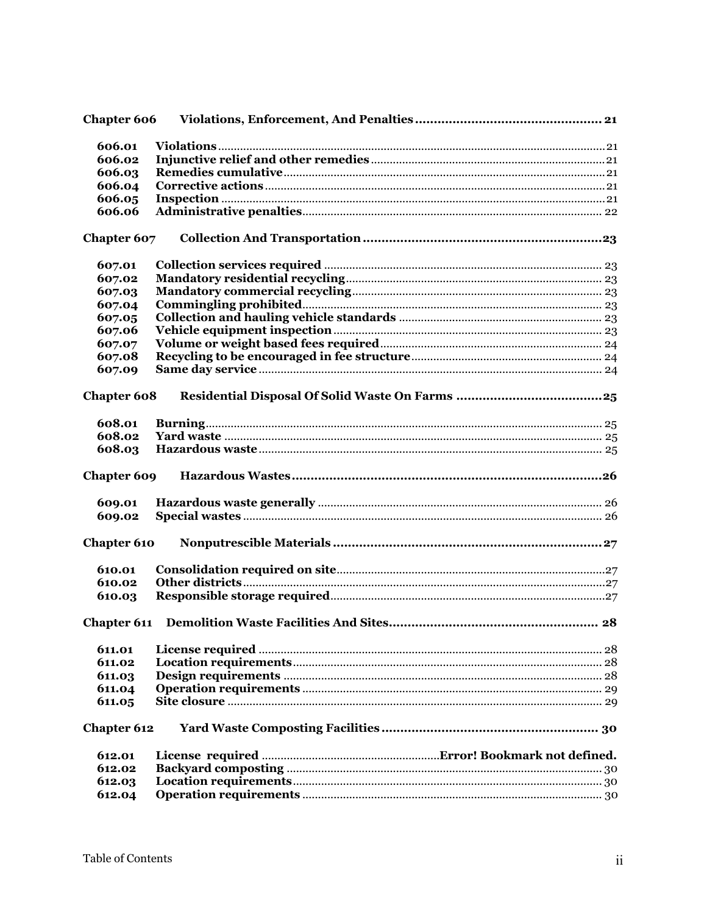**Chapter 606 Violations, Enforcement, And Penalties ..... 21**

| | | |
|---|---|---|
| **606.01** | **Violations** | 21 |
| **606.02** | **Injunctive relief and other remedies** | 21 |
| **606.03** | **Remedies cumulative** | 21 |
| **606.04** | **Corrective actions** | 21 |
| **606.05** | **Inspection** | 21 |
| **606.06** | **Administrative penalties** | 22 |

**Chapter 607 Collection And Transportation ..... 23**

| | | |
|---|---|---|
| **607.01** | **Collection services required** | 23 |
| **607.02** | **Mandatory residential recycling** | 23 |
| **607.03** | **Mandatory commercial recycling** | 23 |
| **607.04** | **Commingling prohibited** | 23 |
| **607.05** | **Collection and hauling vehicle standards** | 23 |
| **607.06** | **Vehicle equipment inspection** | 23 |
| **607.07** | **Volume or weight based fees required** | 24 |
| **607.08** | **Recycling to be encouraged in fee structure** | 24 |
| **607.09** | **Same day service** | 24 |

**Chapter 608 Residential Disposal Of Solid Waste On Farms ..... 25**

| | | |
|---|---|---|
| **608.01** | **Burning** | 25 |
| **608.02** | **Yard waste** | 25 |
| **608.03** | **Hazardous waste** | 25 |

**Chapter 609 Hazardous Wastes ..... 26**

| | | |
|---|---|---|
| **609.01** | **Hazardous waste generally** | 26 |
| **609.02** | **Special wastes** | 26 |

**Chapter 610 Nonputrescible Materials ..... 27**

| | | |
|---|---|---|
| **610.01** | **Consolidation required on site** | 27 |
| **610.02** | **Other districts** | 27 |
| **610.03** | **Responsible storage required** | 27 |

**Chapter 611 Demolition Waste Facilities And Sites ..... 28**

| | | |
|---|---|---|
| **611.01** | **License required** | 28 |
| **611.02** | **Location requirements** | 28 |
| **611.03** | **Design requirements** | 28 |
| **611.04** | **Operation requirements** | 29 |
| **611.05** | **Site closure** | 29 |

**Chapter 612 Yard Waste Composting Facilities ..... 30**

| | | |
|---|---|---|
| **612.01** | **License required** | **Error! Bookmark not defined.** |
| **612.02** | **Backyard composting** | 30 |
| **612.03** | **Location requirements** | 30 |
| **612.04** | **Operation requirements** | 30 |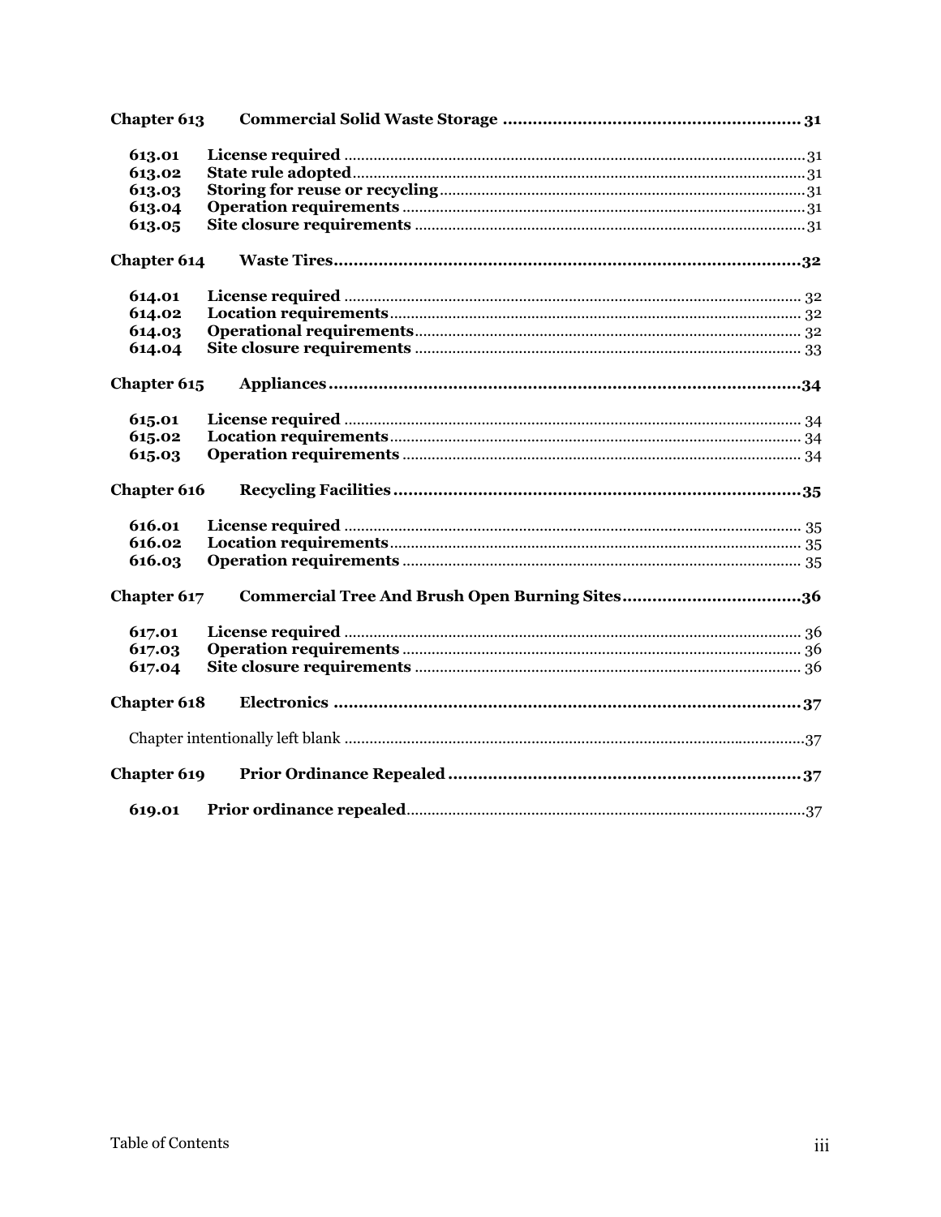| | | |
|---|---|---|
| **Chapter 613** | **Commercial Solid Waste Storage** | **31** |
| **613.01** | **License required** | 31 |
| **613.02** | **State rule adopted** | 31 |
| **613.03** | **Storing for reuse or recycling** | 31 |
| **613.04** | **Operation requirements** | 31 |
| **613.05** | **Site closure requirements** | 31 |
| **Chapter 614** | **Waste Tires** | **32** |
| **614.01** | **License required** | 32 |
| **614.02** | **Location requirements** | 32 |
| **614.03** | **Operational requirements** | 32 |
| **614.04** | **Site closure requirements** | 33 |
| **Chapter 615** | **Appliances** | **34** |
| **615.01** | **License required** | 34 |
| **615.02** | **Location requirements** | 34 |
| **615.03** | **Operation requirements** | 34 |
| **Chapter 616** | **Recycling Facilities** | **35** |
| **616.01** | **License required** | 35 |
| **616.02** | **Location requirements** | 35 |
| **616.03** | **Operation requirements** | 35 |
| **Chapter 617** | **Commercial Tree And Brush Open Burning Sites** | **36** |
| **617.01** | **License required** | 36 |
| **617.03** | **Operation requirements** | 36 |
| **617.04** | **Site closure requirements** | 36 |
| **Chapter 618** | **Electronics** | **37** |
| Chapter intentionally left blank | | 37 |
| **Chapter 619** | **Prior Ordinance Repealed** | **37** |
| **619.01** | **Prior ordinance repealed** | 37 |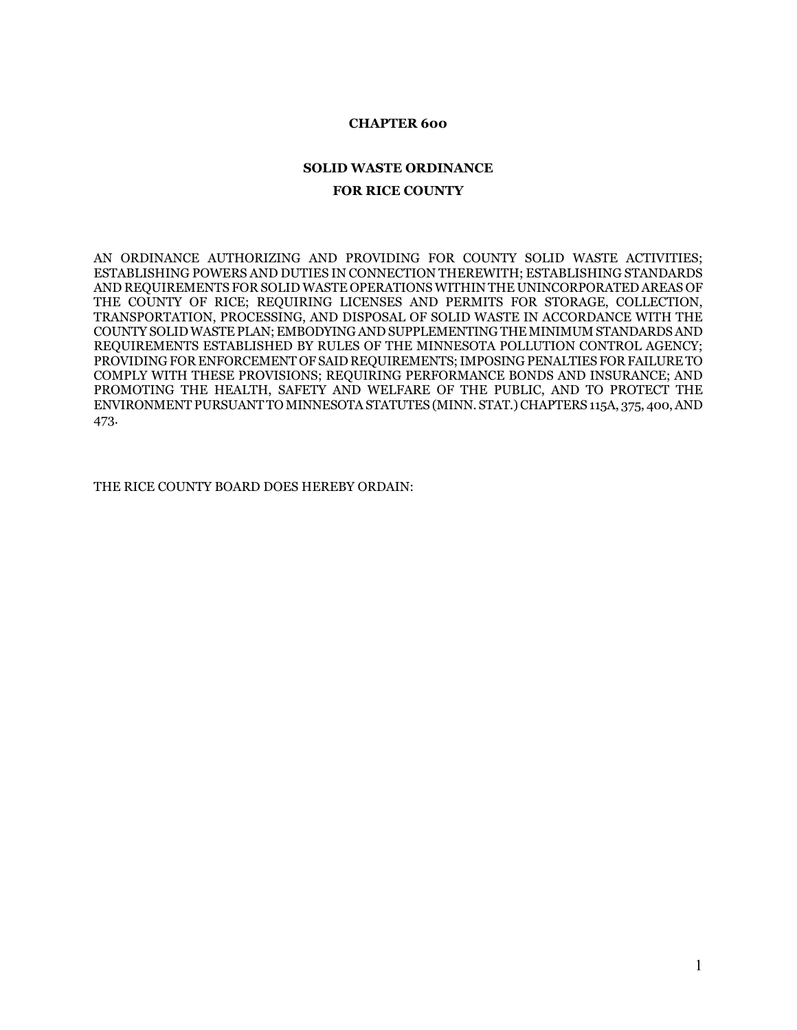**CHAPTER 600**

**SOLID WASTE ORDINANCE**

**FOR RICE COUNTY**

AN ORDINANCE AUTHORIZING AND PROVIDING FOR COUNTY SOLID WASTE ACTIVITIES; ESTABLISHING POWERS AND DUTIES IN CONNECTION THEREWITH; ESTABLISHING STANDARDS AND REQUIREMENTS FOR SOLID WASTE OPERATIONS WITHIN THE UNINCORPORATED AREAS OF THE COUNTY OF RICE; REQUIRING LICENSES AND PERMITS FOR STORAGE, COLLECTION, TRANSPORTATION, PROCESSING, AND DISPOSAL OF SOLID WASTE IN ACCORDANCE WITH THE COUNTY SOLID WASTE PLAN; EMBODYING AND SUPPLEMENTING THE MINIMUM STANDARDS AND REQUIREMENTS ESTABLISHED BY RULES OF THE MINNESOTA POLLUTION CONTROL AGENCY; PROVIDING FOR ENFORCEMENT OF SAID REQUIREMENTS; IMPOSING PENALTIES FOR FAILURE TO COMPLY WITH THESE PROVISIONS; REQUIRING PERFORMANCE BONDS AND INSURANCE; AND PROMOTING THE HEALTH, SAFETY AND WELFARE OF THE PUBLIC, AND TO PROTECT THE ENVIRONMENT PURSUANT TO MINNESOTA STATUTES (MINN. STAT.) CHAPTERS 115A, 375, 400, AND 473.

THE RICE COUNTY BOARD DOES HEREBY ORDAIN: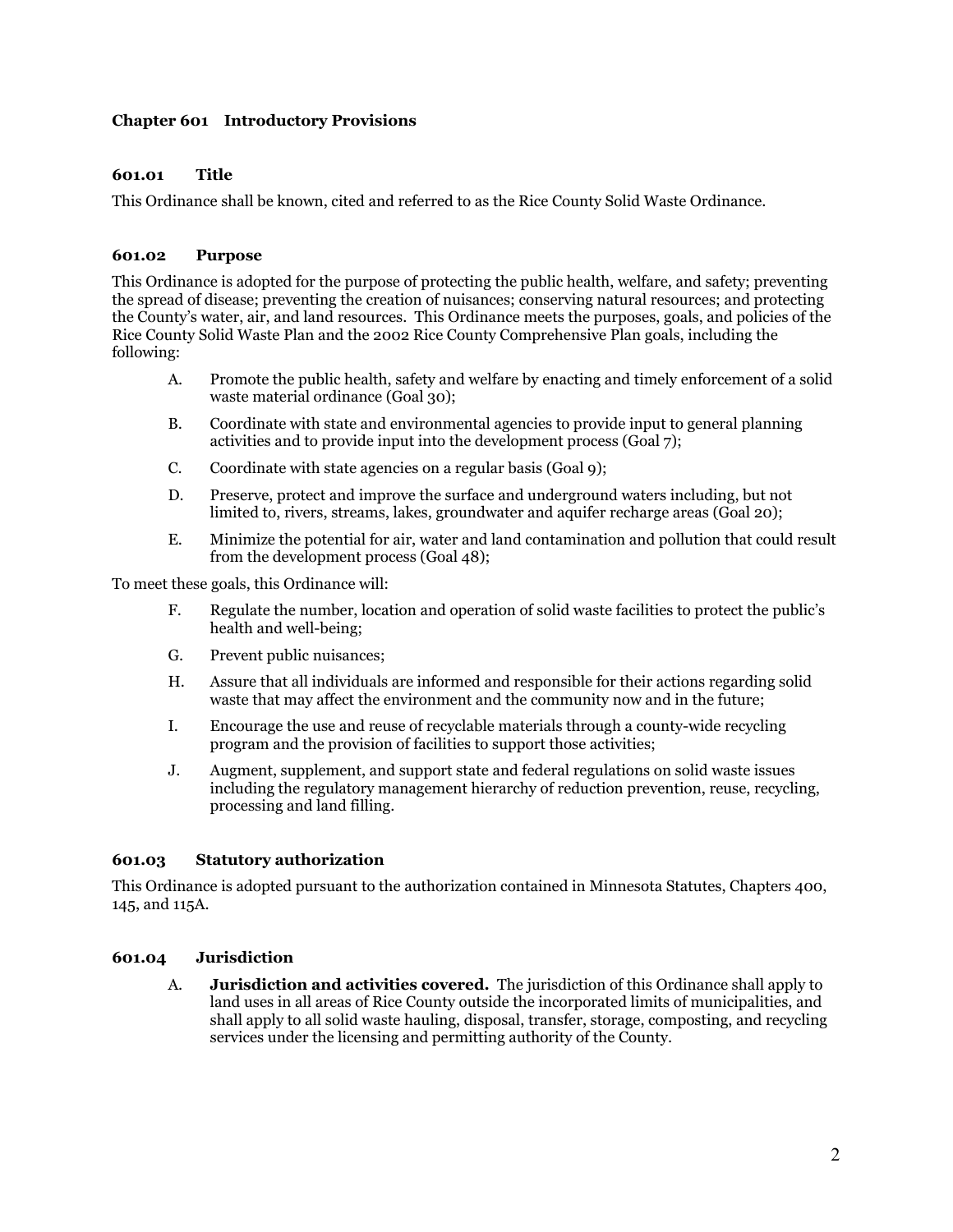## Chapter 601 Introductory Provisions

### 601.01 Title

This Ordinance shall be known, cited and referred to as the Rice County Solid Waste Ordinance.

### 601.02 Purpose

This Ordinance is adopted for the purpose of protecting the public health, welfare, and safety; preventing the spread of disease; preventing the creation of nuisances; conserving natural resources; and protecting the County's water, air, and land resources. This Ordinance meets the purposes, goals, and policies of the Rice County Solid Waste Plan and the 2002 Rice County Comprehensive Plan goals, including the following:

- A. Promote the public health, safety and welfare by enacting and timely enforcement of a solid waste material ordinance (Goal 30);
- B. Coordinate with state and environmental agencies to provide input to general planning activities and to provide input into the development process (Goal 7);
- C. Coordinate with state agencies on a regular basis (Goal 9);
- D. Preserve, protect and improve the surface and underground waters including, but not limited to, rivers, streams, lakes, groundwater and aquifer recharge areas (Goal 20);
- E. Minimize the potential for air, water and land contamination and pollution that could result from the development process (Goal 48);

To meet these goals, this Ordinance will:

- F. Regulate the number, location and operation of solid waste facilities to protect the public's health and well-being;
- G. Prevent public nuisances;
- H. Assure that all individuals are informed and responsible for their actions regarding solid waste that may affect the environment and the community now and in the future;
- I. Encourage the use and reuse of recyclable materials through a county-wide recycling program and the provision of facilities to support those activities;
- J. Augment, supplement, and support state and federal regulations on solid waste issues including the regulatory management hierarchy of reduction prevention, reuse, recycling, processing and land filling.

### 601.03 Statutory authorization

This Ordinance is adopted pursuant to the authorization contained in Minnesota Statutes, Chapters 400, 145, and 115A.

### 601.04 Jurisdiction

- A. **Jurisdiction and activities covered.** The jurisdiction of this Ordinance shall apply to land uses in all areas of Rice County outside the incorporated limits of municipalities, and shall apply to all solid waste hauling, disposal, transfer, storage, composting, and recycling services under the licensing and permitting authority of the County.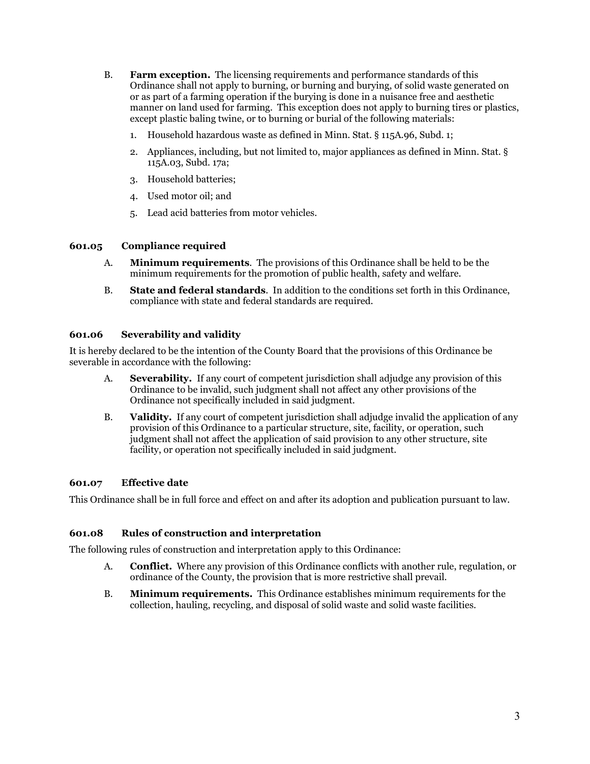B. **Farm exception.** The licensing requirements and performance standards of this Ordinance shall not apply to burning, or burning and burying, of solid waste generated on or as part of a farming operation if the burying is done in a nuisance free and aesthetic manner on land used for farming. This exception does not apply to burning tires or plastics, except plastic baling twine, or to burning or burial of the following materials:

1. Household hazardous waste as defined in Minn. Stat. § 115A.96, Subd. 1;
2. Appliances, including, but not limited to, major appliances as defined in Minn. Stat. § 115A.03, Subd. 17a;
3. Household batteries;
4. Used motor oil; and
5. Lead acid batteries from motor vehicles.

### 601.05 Compliance required

A. **Minimum requirements**. The provisions of this Ordinance shall be held to be the minimum requirements for the promotion of public health, safety and welfare.

B. **State and federal standards**. In addition to the conditions set forth in this Ordinance, compliance with state and federal standards are required.

### 601.06 Severability and validity

It is hereby declared to be the intention of the County Board that the provisions of this Ordinance be severable in accordance with the following:

A. **Severability.** If any court of competent jurisdiction shall adjudge any provision of this Ordinance to be invalid, such judgment shall not affect any other provisions of the Ordinance not specifically included in said judgment.

B. **Validity.** If any court of competent jurisdiction shall adjudge invalid the application of any provision of this Ordinance to a particular structure, site, facility, or operation, such judgment shall not affect the application of said provision to any other structure, site facility, or operation not specifically included in said judgment.

### 601.07 Effective date

This Ordinance shall be in full force and effect on and after its adoption and publication pursuant to law.

### 601.08 Rules of construction and interpretation

The following rules of construction and interpretation apply to this Ordinance:

A. **Conflict.** Where any provision of this Ordinance conflicts with another rule, regulation, or ordinance of the County, the provision that is more restrictive shall prevail.

B. **Minimum requirements.** This Ordinance establishes minimum requirements for the collection, hauling, recycling, and disposal of solid waste and solid waste facilities.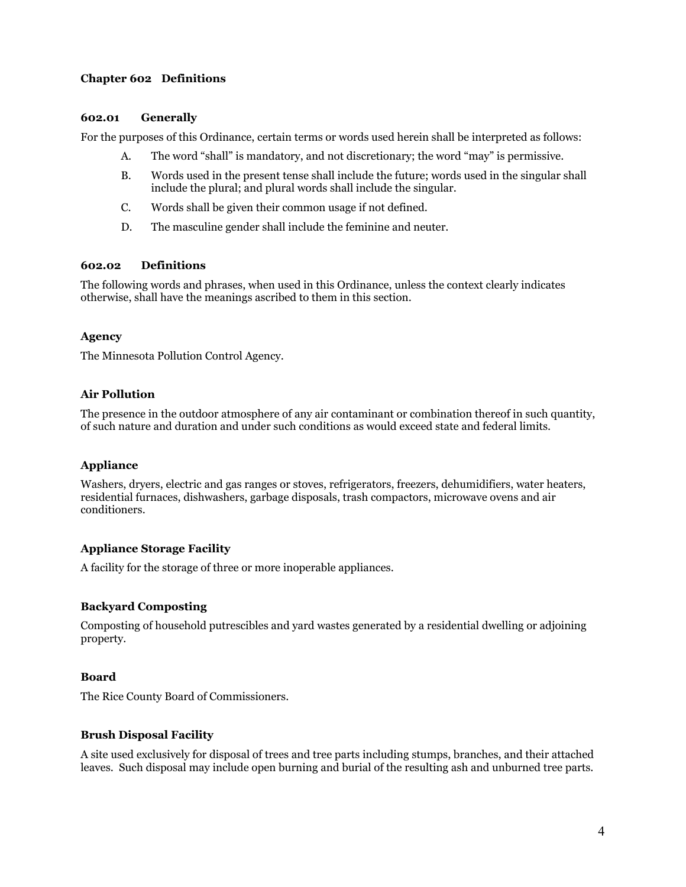## Chapter 602 Definitions

### 602.01 Generally

For the purposes of this Ordinance, certain terms or words used herein shall be interpreted as follows:

A. The word “shall” is mandatory, and not discretionary; the word “may” is permissive.

B. Words used in the present tense shall include the future; words used in the singular shall include the plural; and plural words shall include the singular.

C. Words shall be given their common usage if not defined.

D. The masculine gender shall include the feminine and neuter.

### 602.02 Definitions

The following words and phrases, when used in this Ordinance, unless the context clearly indicates otherwise, shall have the meanings ascribed to them in this section.

**Agency**

The Minnesota Pollution Control Agency.

**Air Pollution**

The presence in the outdoor atmosphere of any air contaminant or combination thereof in such quantity, of such nature and duration and under such conditions as would exceed state and federal limits.

**Appliance**

Washers, dryers, electric and gas ranges or stoves, refrigerators, freezers, dehumidifiers, water heaters, residential furnaces, dishwashers, garbage disposals, trash compactors, microwave ovens and air conditioners.

**Appliance Storage Facility**

A facility for the storage of three or more inoperable appliances.

**Backyard Composting**

Composting of household putrescibles and yard wastes generated by a residential dwelling or adjoining property.

**Board**

The Rice County Board of Commissioners.

**Brush Disposal Facility**

A site used exclusively for disposal of trees and tree parts including stumps, branches, and their attached leaves. Such disposal may include open burning and burial of the resulting ash and unburned tree parts.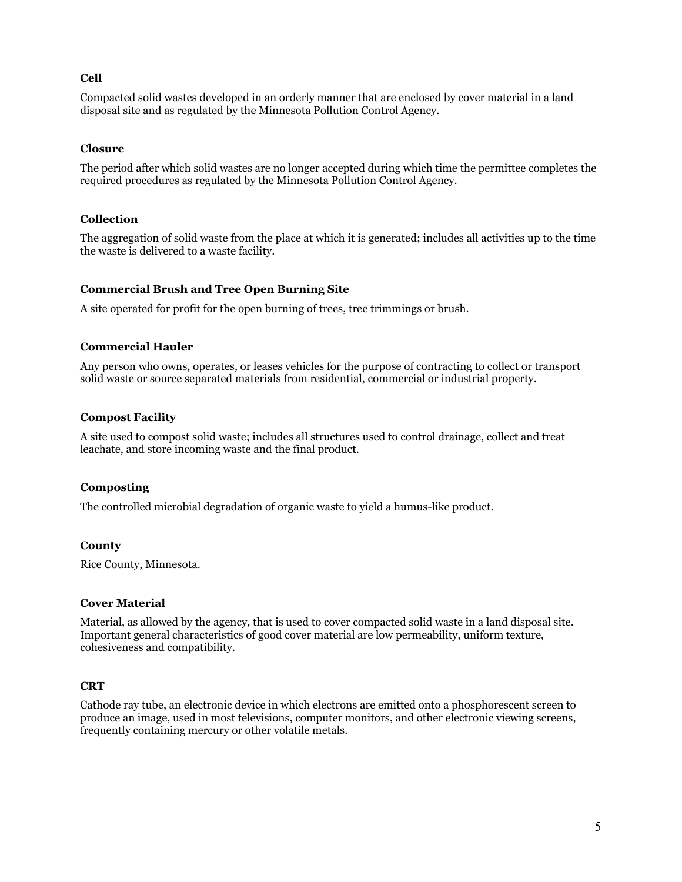**Cell**

Compacted solid wastes developed in an orderly manner that are enclosed by cover material in a land disposal site and as regulated by the Minnesota Pollution Control Agency.

**Closure**

The period after which solid wastes are no longer accepted during which time the permittee completes the required procedures as regulated by the Minnesota Pollution Control Agency.

**Collection**

The aggregation of solid waste from the place at which it is generated; includes all activities up to the time the waste is delivered to a waste facility.

**Commercial Brush and Tree Open Burning Site**

A site operated for profit for the open burning of trees, tree trimmings or brush.

**Commercial Hauler**

Any person who owns, operates, or leases vehicles for the purpose of contracting to collect or transport solid waste or source separated materials from residential, commercial or industrial property.

**Compost Facility**

A site used to compost solid waste; includes all structures used to control drainage, collect and treat leachate, and store incoming waste and the final product.

**Composting**

The controlled microbial degradation of organic waste to yield a humus-like product.

**County**

Rice County, Minnesota.

**Cover Material**

Material, as allowed by the agency, that is used to cover compacted solid waste in a land disposal site. Important general characteristics of good cover material are low permeability, uniform texture, cohesiveness and compatibility.

**CRT**

Cathode ray tube, an electronic device in which electrons are emitted onto a phosphorescent screen to produce an image, used in most televisions, computer monitors, and other electronic viewing screens, frequently containing mercury or other volatile metals.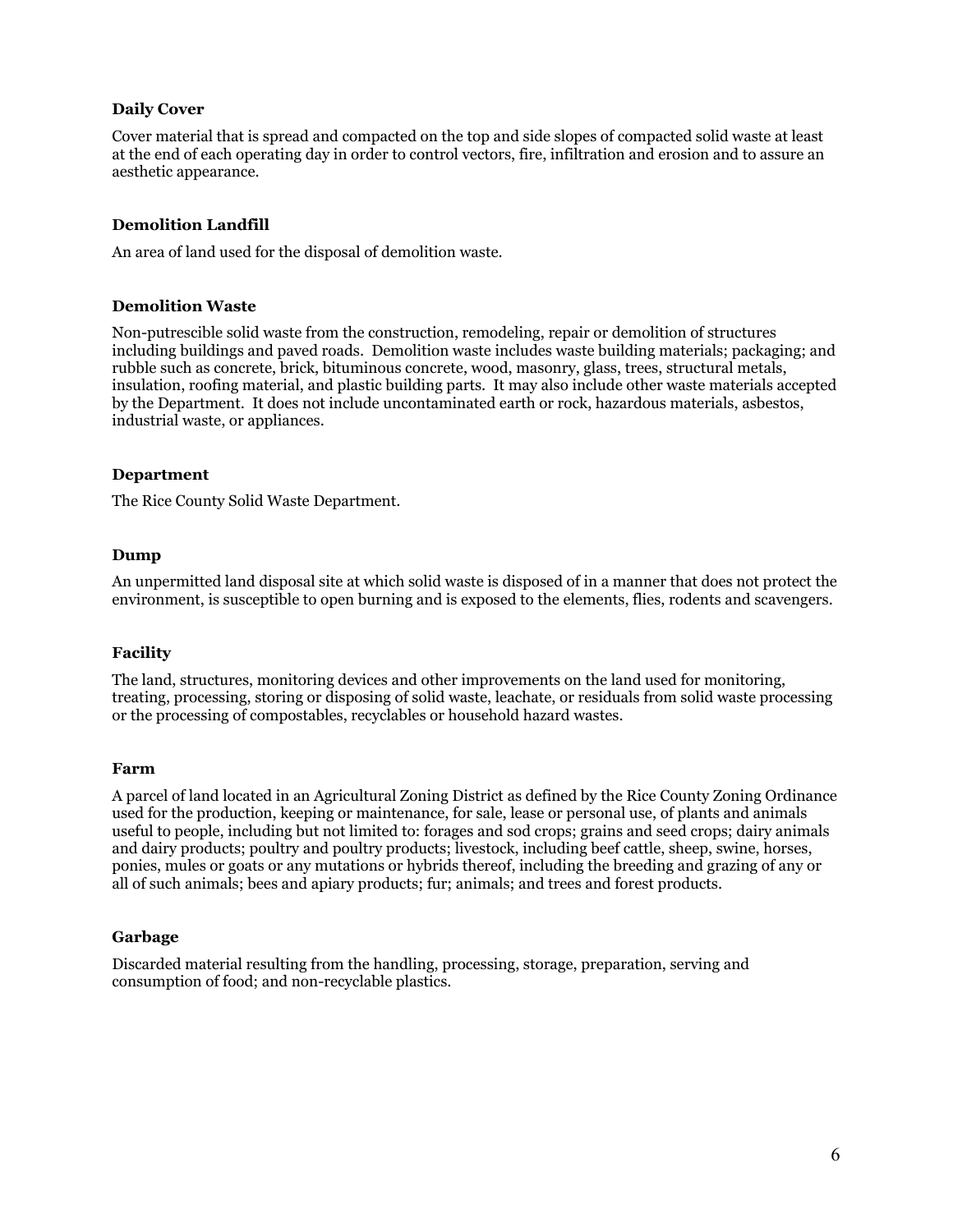**Daily Cover**

Cover material that is spread and compacted on the top and side slopes of compacted solid waste at least at the end of each operating day in order to control vectors, fire, infiltration and erosion and to assure an aesthetic appearance.

**Demolition Landfill**

An area of land used for the disposal of demolition waste.

**Demolition Waste**

Non-putrescible solid waste from the construction, remodeling, repair or demolition of structures including buildings and paved roads. Demolition waste includes waste building materials; packaging; and rubble such as concrete, brick, bituminous concrete, wood, masonry, glass, trees, structural metals, insulation, roofing material, and plastic building parts. It may also include other waste materials accepted by the Department. It does not include uncontaminated earth or rock, hazardous materials, asbestos, industrial waste, or appliances.

**Department**

The Rice County Solid Waste Department.

**Dump**

An unpermitted land disposal site at which solid waste is disposed of in a manner that does not protect the environment, is susceptible to open burning and is exposed to the elements, flies, rodents and scavengers.

**Facility**

The land, structures, monitoring devices and other improvements on the land used for monitoring, treating, processing, storing or disposing of solid waste, leachate, or residuals from solid waste processing or the processing of compostables, recyclables or household hazard wastes.

**Farm**

A parcel of land located in an Agricultural Zoning District as defined by the Rice County Zoning Ordinance used for the production, keeping or maintenance, for sale, lease or personal use, of plants and animals useful to people, including but not limited to: forages and sod crops; grains and seed crops; dairy animals and dairy products; poultry and poultry products; livestock, including beef cattle, sheep, swine, horses, ponies, mules or goats or any mutations or hybrids thereof, including the breeding and grazing of any or all of such animals; bees and apiary products; fur; animals; and trees and forest products.

**Garbage**

Discarded material resulting from the handling, processing, storage, preparation, serving and consumption of food; and non-recyclable plastics.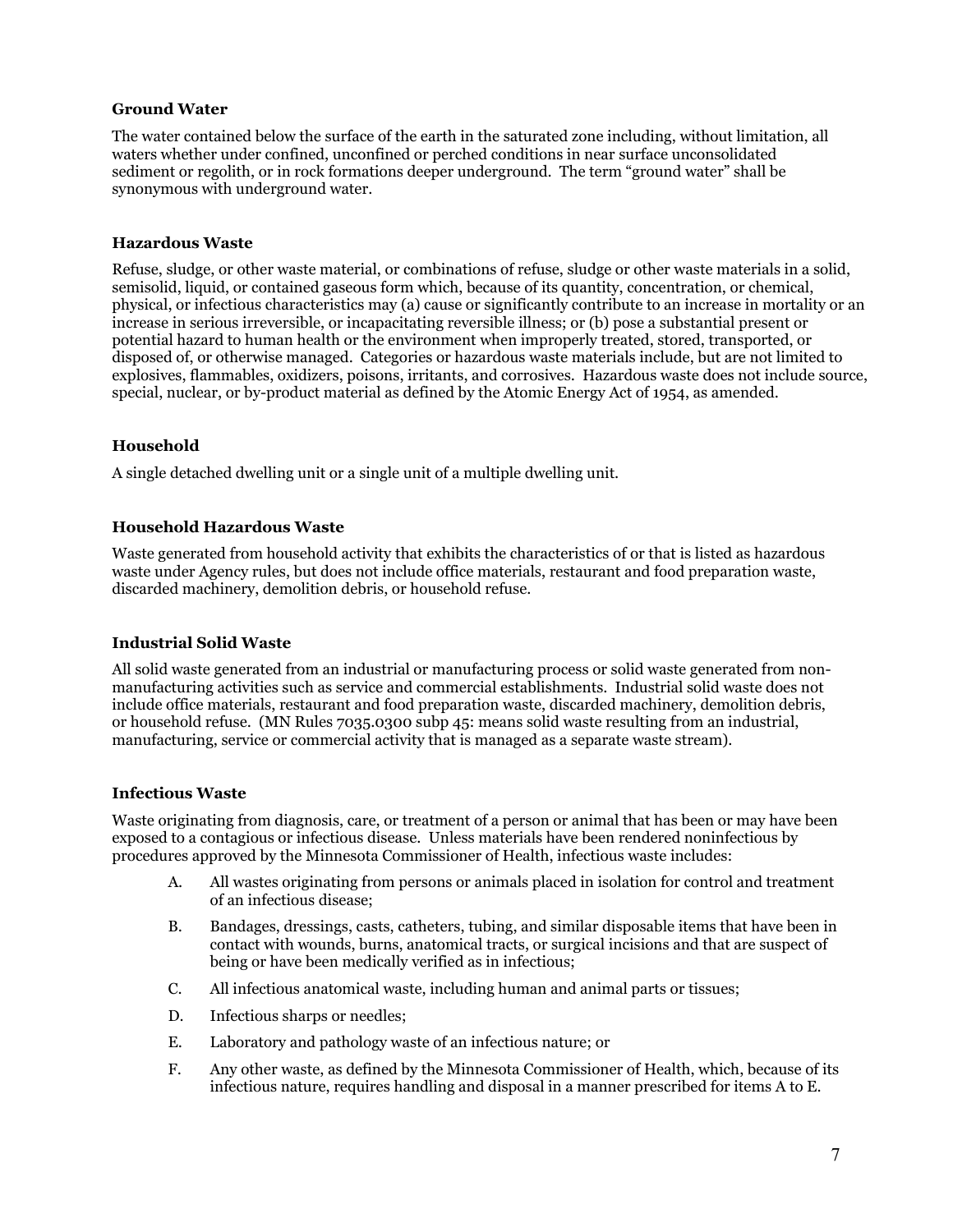### Ground Water

The water contained below the surface of the earth in the saturated zone including, without limitation, all waters whether under confined, unconfined or perched conditions in near surface unconsolidated sediment or regolith, or in rock formations deeper underground. The term "ground water" shall be synonymous with underground water.

### Hazardous Waste

Refuse, sludge, or other waste material, or combinations of refuse, sludge or other waste materials in a solid, semisolid, liquid, or contained gaseous form which, because of its quantity, concentration, or chemical, physical, or infectious characteristics may (a) cause or significantly contribute to an increase in mortality or an increase in serious irreversible, or incapacitating reversible illness; or (b) pose a substantial present or potential hazard to human health or the environment when improperly treated, stored, transported, or disposed of, or otherwise managed. Categories or hazardous waste materials include, but are not limited to explosives, flammables, oxidizers, poisons, irritants, and corrosives. Hazardous waste does not include source, special, nuclear, or by-product material as defined by the Atomic Energy Act of 1954, as amended.

### Household

A single detached dwelling unit or a single unit of a multiple dwelling unit.

### Household Hazardous Waste

Waste generated from household activity that exhibits the characteristics of or that is listed as hazardous waste under Agency rules, but does not include office materials, restaurant and food preparation waste, discarded machinery, demolition debris, or household refuse.

### Industrial Solid Waste

All solid waste generated from an industrial or manufacturing process or solid waste generated from non-manufacturing activities such as service and commercial establishments. Industrial solid waste does not include office materials, restaurant and food preparation waste, discarded machinery, demolition debris, or household refuse. (MN Rules 7035.0300 subp 45: means solid waste resulting from an industrial, manufacturing, service or commercial activity that is managed as a separate waste stream).

### Infectious Waste

Waste originating from diagnosis, care, or treatment of a person or animal that has been or may have been exposed to a contagious or infectious disease. Unless materials have been rendered noninfectious by procedures approved by the Minnesota Commissioner of Health, infectious waste includes:

A. All wastes originating from persons or animals placed in isolation for control and treatment of an infectious disease;

B. Bandages, dressings, casts, catheters, tubing, and similar disposable items that have been in contact with wounds, burns, anatomical tracts, or surgical incisions and that are suspect of being or have been medically verified as in infectious;

C. All infectious anatomical waste, including human and animal parts or tissues;

D. Infectious sharps or needles;

E. Laboratory and pathology waste of an infectious nature; or

F. Any other waste, as defined by the Minnesota Commissioner of Health, which, because of its infectious nature, requires handling and disposal in a manner prescribed for items A to E.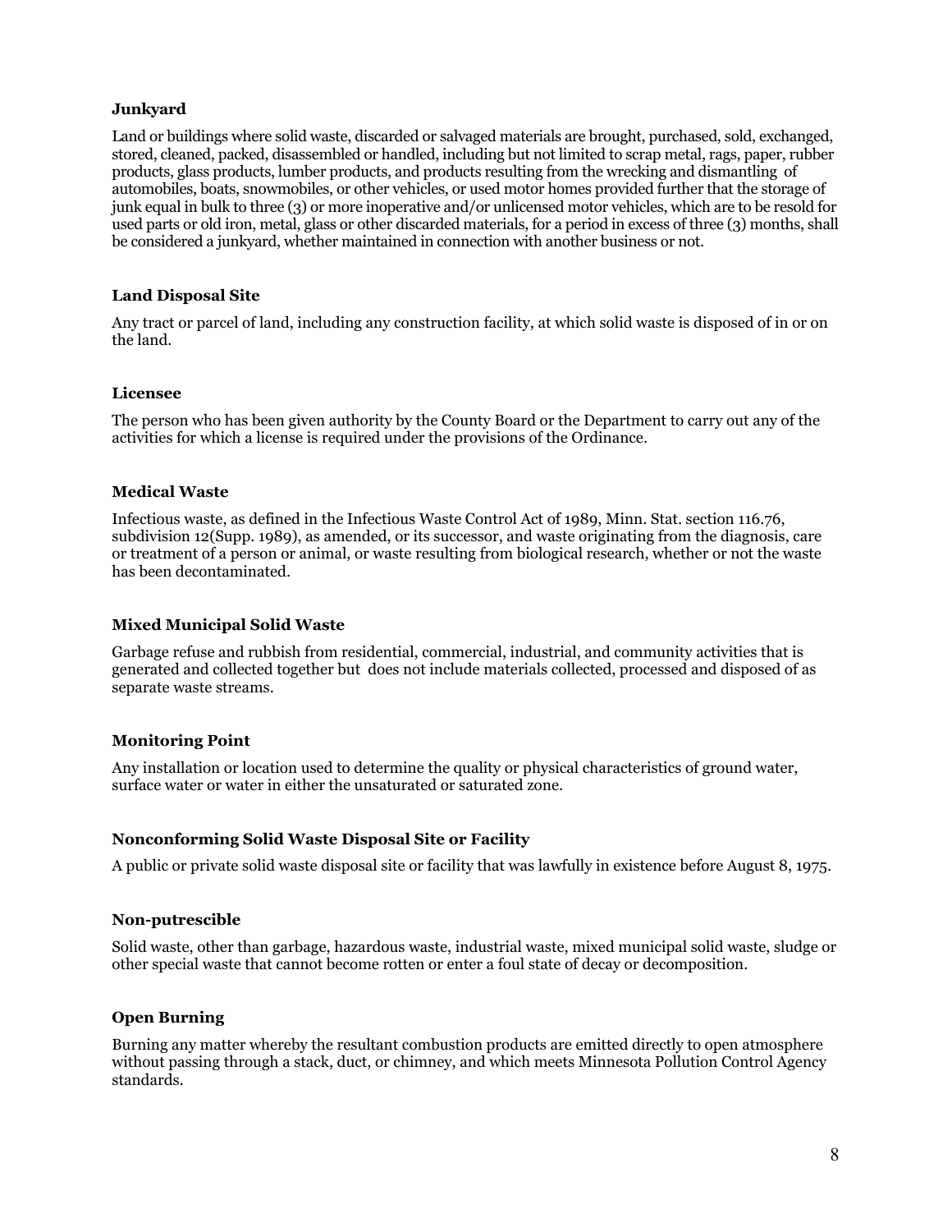### Junkyard

Land or buildings where solid waste, discarded or salvaged materials are brought, purchased, sold, exchanged, stored, cleaned, packed, disassembled or handled, including but not limited to scrap metal, rags, paper, rubber products, glass products, lumber products, and products resulting from the wrecking and dismantling of automobiles, boats, snowmobiles, or other vehicles, or used motor homes provided further that the storage of junk equal in bulk to three (3) or more inoperative and/or unlicensed motor vehicles, which are to be resold for used parts or old iron, metal, glass or other discarded materials, for a period in excess of three (3) months, shall be considered a junkyard, whether maintained in connection with another business or not.

### Land Disposal Site

Any tract or parcel of land, including any construction facility, at which solid waste is disposed of in or on the land.

### Licensee

The person who has been given authority by the County Board or the Department to carry out any of the activities for which a license is required under the provisions of the Ordinance.

### Medical Waste

Infectious waste, as defined in the Infectious Waste Control Act of 1989, Minn. Stat. section 116.76, subdivision 12(Supp. 1989), as amended, or its successor, and waste originating from the diagnosis, care or treatment of a person or animal, or waste resulting from biological research, whether or not the waste has been decontaminated.

### Mixed Municipal Solid Waste

Garbage refuse and rubbish from residential, commercial, industrial, and community activities that is generated and collected together but does not include materials collected, processed and disposed of as separate waste streams.

### Monitoring Point

Any installation or location used to determine the quality or physical characteristics of ground water, surface water or water in either the unsaturated or saturated zone.

### Nonconforming Solid Waste Disposal Site or Facility

A public or private solid waste disposal site or facility that was lawfully in existence before August 8, 1975.

### Non-putrescible

Solid waste, other than garbage, hazardous waste, industrial waste, mixed municipal solid waste, sludge or other special waste that cannot become rotten or enter a foul state of decay or decomposition.

### Open Burning

Burning any matter whereby the resultant combustion products are emitted directly to open atmosphere without passing through a stack, duct, or chimney, and which meets Minnesota Pollution Control Agency standards.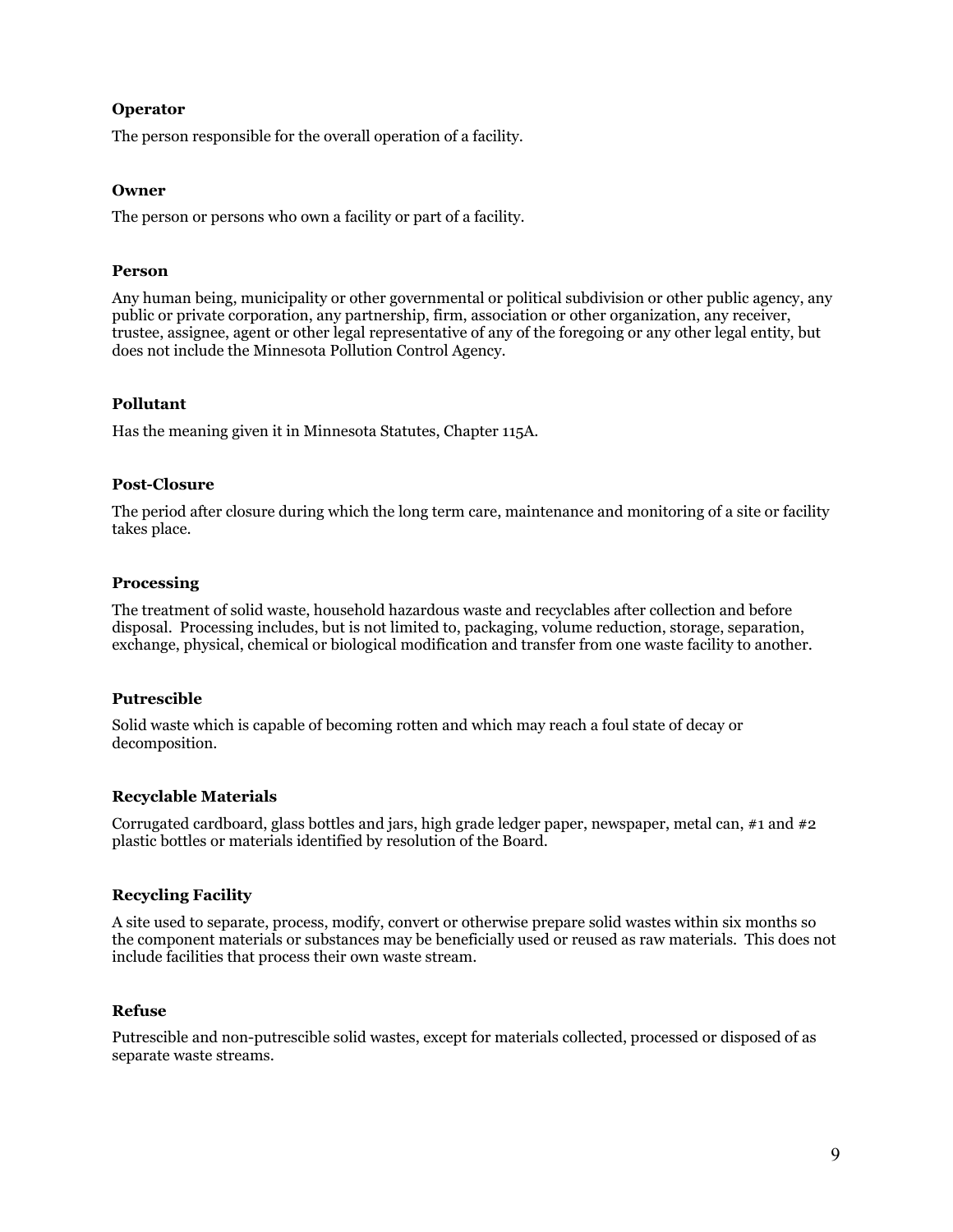**Operator**

The person responsible for the overall operation of a facility.

**Owner**

The person or persons who own a facility or part of a facility.

**Person**

Any human being, municipality or other governmental or political subdivision or other public agency, any public or private corporation, any partnership, firm, association or other organization, any receiver, trustee, assignee, agent or other legal representative of any of the foregoing or any other legal entity, but does not include the Minnesota Pollution Control Agency.

**Pollutant**

Has the meaning given it in Minnesota Statutes, Chapter 115A.

**Post-Closure**

The period after closure during which the long term care, maintenance and monitoring of a site or facility takes place.

**Processing**

The treatment of solid waste, household hazardous waste and recyclables after collection and before disposal. Processing includes, but is not limited to, packaging, volume reduction, storage, separation, exchange, physical, chemical or biological modification and transfer from one waste facility to another.

**Putrescible**

Solid waste which is capable of becoming rotten and which may reach a foul state of decay or decomposition.

**Recyclable Materials**

Corrugated cardboard, glass bottles and jars, high grade ledger paper, newspaper, metal can, #1 and #2 plastic bottles or materials identified by resolution of the Board.

**Recycling Facility**

A site used to separate, process, modify, convert or otherwise prepare solid wastes within six months so the component materials or substances may be beneficially used or reused as raw materials. This does not include facilities that process their own waste stream.

**Refuse**

Putrescible and non-putrescible solid wastes, except for materials collected, processed or disposed of as separate waste streams.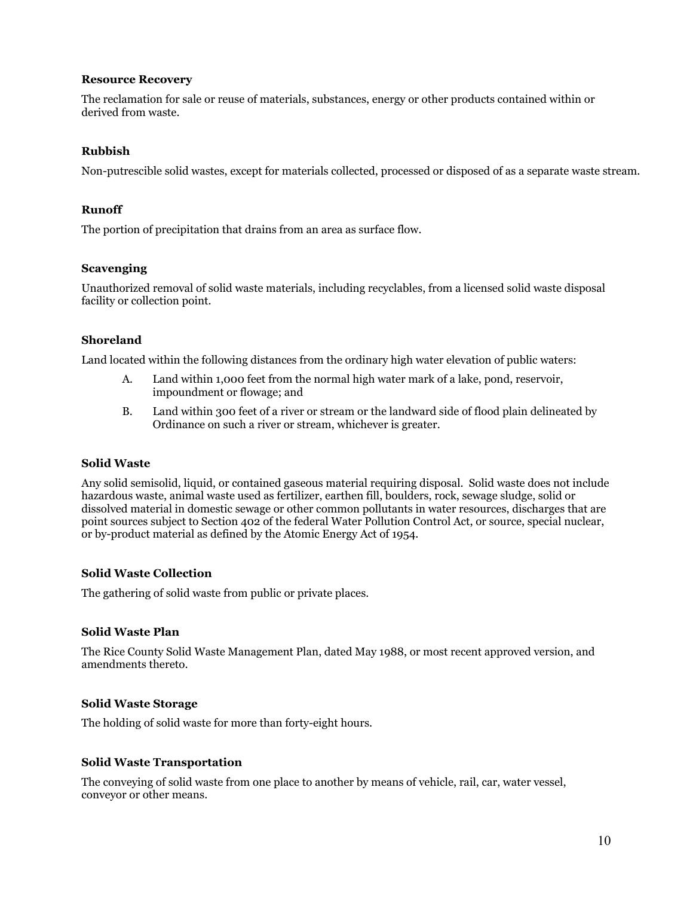**Resource Recovery**

The reclamation for sale or reuse of materials, substances, energy or other products contained within or derived from waste.

**Rubbish**

Non-putrescible solid wastes, except for materials collected, processed or disposed of as a separate waste stream.

**Runoff**

The portion of precipitation that drains from an area as surface flow.

**Scavenging**

Unauthorized removal of solid waste materials, including recyclables, from a licensed solid waste disposal facility or collection point.

**Shoreland**

Land located within the following distances from the ordinary high water elevation of public waters:

A. Land within 1,000 feet from the normal high water mark of a lake, pond, reservoir, impoundment or flowage; and

B. Land within 300 feet of a river or stream or the landward side of flood plain delineated by Ordinance on such a river or stream, whichever is greater.

**Solid Waste**

Any solid semisolid, liquid, or contained gaseous material requiring disposal. Solid waste does not include hazardous waste, animal waste used as fertilizer, earthen fill, boulders, rock, sewage sludge, solid or dissolved material in domestic sewage or other common pollutants in water resources, discharges that are point sources subject to Section 402 of the federal Water Pollution Control Act, or source, special nuclear, or by-product material as defined by the Atomic Energy Act of 1954.

**Solid Waste Collection**

The gathering of solid waste from public or private places.

**Solid Waste Plan**

The Rice County Solid Waste Management Plan, dated May 1988, or most recent approved version, and amendments thereto.

**Solid Waste Storage**

The holding of solid waste for more than forty-eight hours.

**Solid Waste Transportation**

The conveying of solid waste from one place to another by means of vehicle, rail, car, water vessel, conveyor or other means.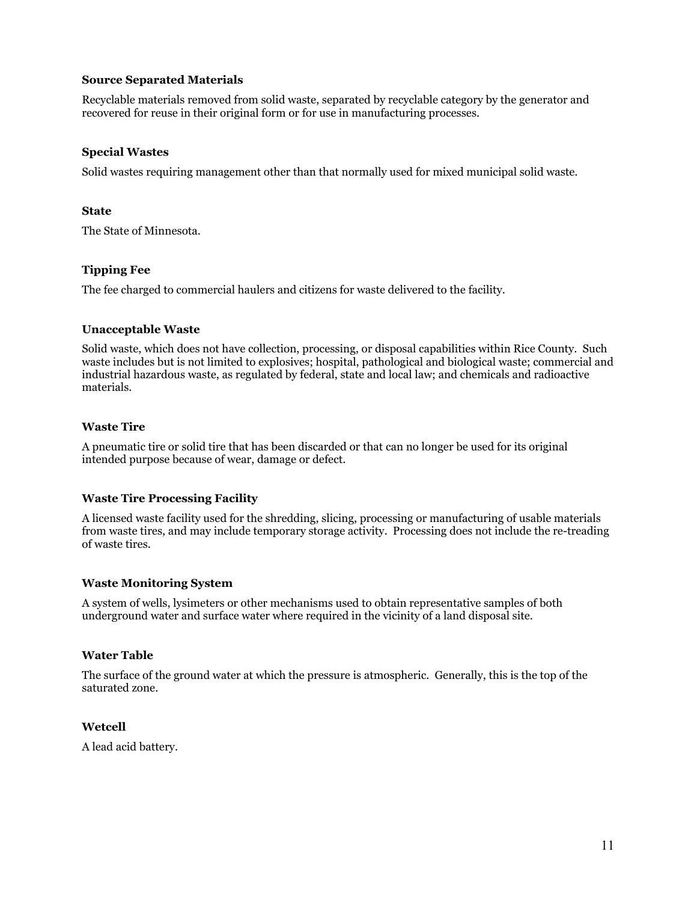**Source Separated Materials**

Recyclable materials removed from solid waste, separated by recyclable category by the generator and recovered for reuse in their original form or for use in manufacturing processes.

**Special Wastes**

Solid wastes requiring management other than that normally used for mixed municipal solid waste.

**State**

The State of Minnesota.

**Tipping Fee**

The fee charged to commercial haulers and citizens for waste delivered to the facility.

**Unacceptable Waste**

Solid waste, which does not have collection, processing, or disposal capabilities within Rice County. Such waste includes but is not limited to explosives; hospital, pathological and biological waste; commercial and industrial hazardous waste, as regulated by federal, state and local law; and chemicals and radioactive materials.

**Waste Tire**

A pneumatic tire or solid tire that has been discarded or that can no longer be used for its original intended purpose because of wear, damage or defect.

**Waste Tire Processing Facility**

A licensed waste facility used for the shredding, slicing, processing or manufacturing of usable materials from waste tires, and may include temporary storage activity. Processing does not include the re-treading of waste tires.

**Waste Monitoring System**

A system of wells, lysimeters or other mechanisms used to obtain representative samples of both underground water and surface water where required in the vicinity of a land disposal site.

**Water Table**

The surface of the ground water at which the pressure is atmospheric. Generally, this is the top of the saturated zone.

**Wetcell**

A lead acid battery.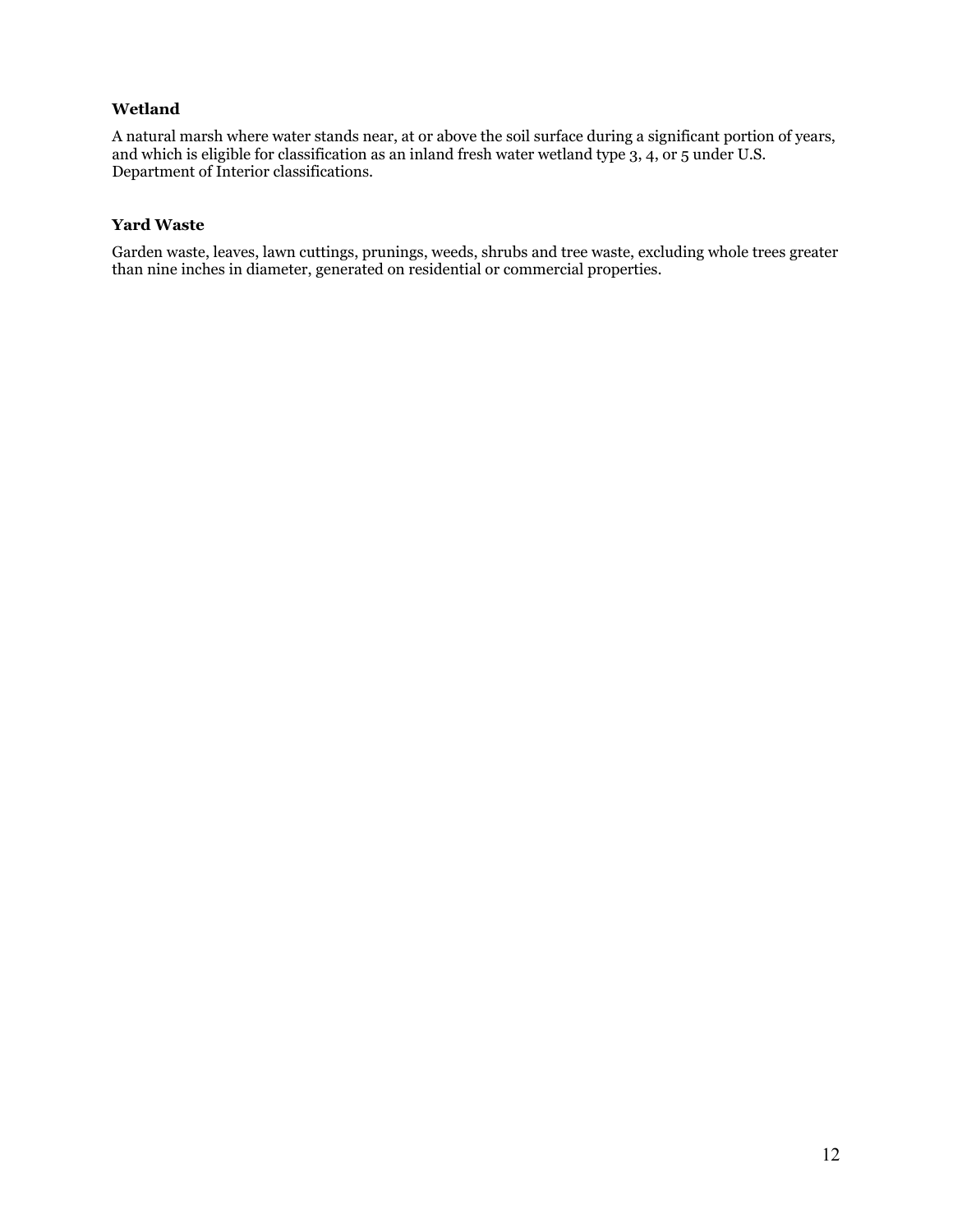### Wetland

A natural marsh where water stands near, at or above the soil surface during a significant portion of years, and which is eligible for classification as an inland fresh water wetland type 3, 4, or 5 under U.S. Department of Interior classifications.

### Yard Waste

Garden waste, leaves, lawn cuttings, prunings, weeds, shrubs and tree waste, excluding whole trees greater than nine inches in diameter, generated on residential or commercial properties.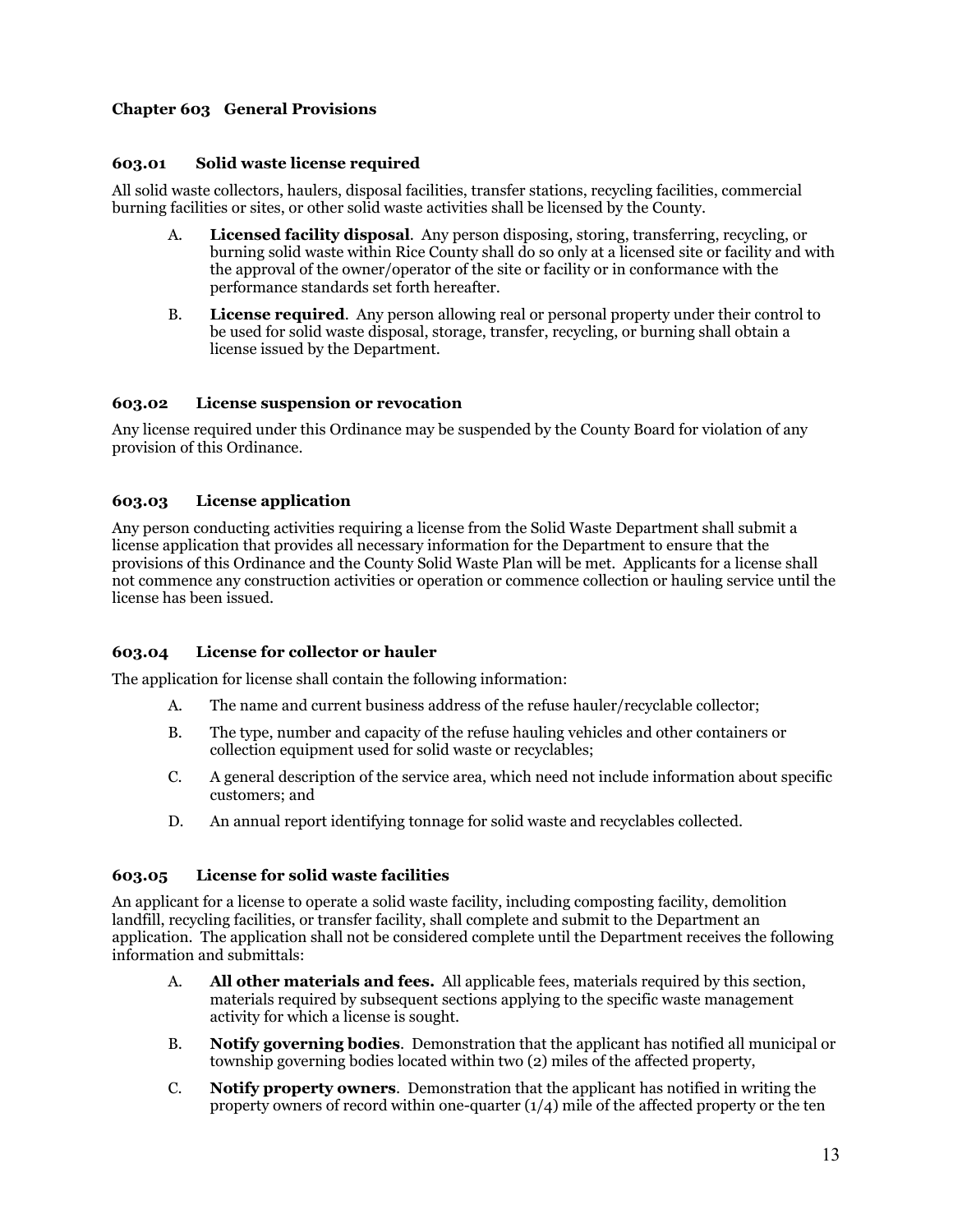## Chapter 603 General Provisions

### 603.01 Solid waste license required

All solid waste collectors, haulers, disposal facilities, transfer stations, recycling facilities, commercial burning facilities or sites, or other solid waste activities shall be licensed by the County.

A. **Licensed facility disposal**. Any person disposing, storing, transferring, recycling, or burning solid waste within Rice County shall do so only at a licensed site or facility and with the approval of the owner/operator of the site or facility or in conformance with the performance standards set forth hereafter.

B. **License required**. Any person allowing real or personal property under their control to be used for solid waste disposal, storage, transfer, recycling, or burning shall obtain a license issued by the Department.

### 603.02 License suspension or revocation

Any license required under this Ordinance may be suspended by the County Board for violation of any provision of this Ordinance.

### 603.03 License application

Any person conducting activities requiring a license from the Solid Waste Department shall submit a license application that provides all necessary information for the Department to ensure that the provisions of this Ordinance and the County Solid Waste Plan will be met. Applicants for a license shall not commence any construction activities or operation or commence collection or hauling service until the license has been issued.

### 603.04 License for collector or hauler

The application for license shall contain the following information:

A. The name and current business address of the refuse hauler/recyclable collector;

B. The type, number and capacity of the refuse hauling vehicles and other containers or collection equipment used for solid waste or recyclables;

C. A general description of the service area, which need not include information about specific customers; and

D. An annual report identifying tonnage for solid waste and recyclables collected.

### 603.05 License for solid waste facilities

An applicant for a license to operate a solid waste facility, including composting facility, demolition landfill, recycling facilities, or transfer facility, shall complete and submit to the Department an application. The application shall not be considered complete until the Department receives the following information and submittals:

A. **All other materials and fees.** All applicable fees, materials required by this section, materials required by subsequent sections applying to the specific waste management activity for which a license is sought.

B. **Notify governing bodies**. Demonstration that the applicant has notified all municipal or township governing bodies located within two (2) miles of the affected property,

C. **Notify property owners**. Demonstration that the applicant has notified in writing the property owners of record within one-quarter (1/4) mile of the affected property or the ten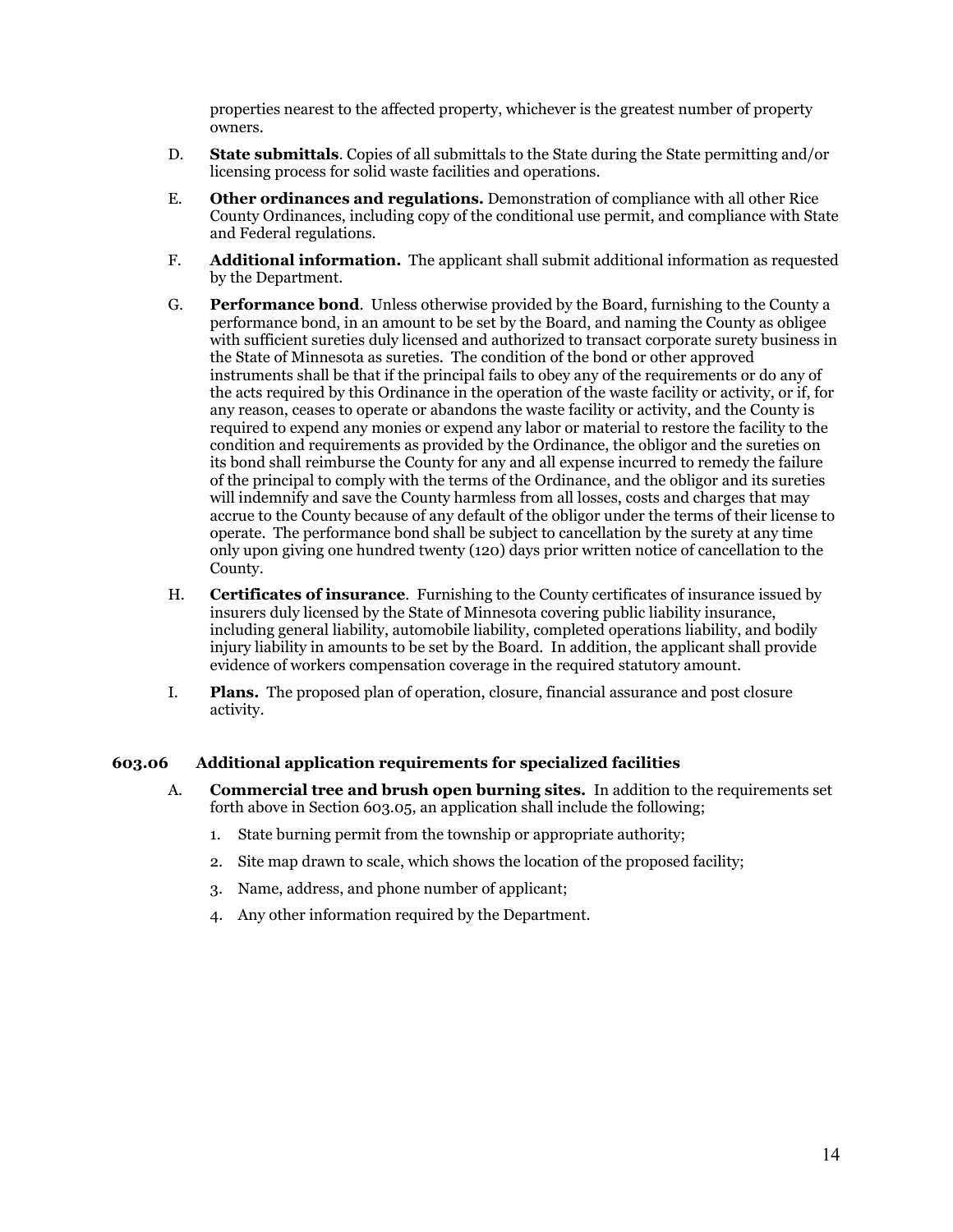properties nearest to the affected property, whichever is the greatest number of property owners.

D. **State submittals**. Copies of all submittals to the State during the State permitting and/or licensing process for solid waste facilities and operations.

E. **Other ordinances and regulations.** Demonstration of compliance with all other Rice County Ordinances, including copy of the conditional use permit, and compliance with State and Federal regulations.

F. **Additional information.** The applicant shall submit additional information as requested by the Department.

G. **Performance bond**. Unless otherwise provided by the Board, furnishing to the County a performance bond, in an amount to be set by the Board, and naming the County as obligee with sufficient sureties duly licensed and authorized to transact corporate surety business in the State of Minnesota as sureties. The condition of the bond or other approved instruments shall be that if the principal fails to obey any of the requirements or do any of the acts required by this Ordinance in the operation of the waste facility or activity, or if, for any reason, ceases to operate or abandons the waste facility or activity, and the County is required to expend any monies or expend any labor or material to restore the facility to the condition and requirements as provided by the Ordinance, the obligor and the sureties on its bond shall reimburse the County for any and all expense incurred to remedy the failure of the principal to comply with the terms of the Ordinance, and the obligor and its sureties will indemnify and save the County harmless from all losses, costs and charges that may accrue to the County because of any default of the obligor under the terms of their license to operate. The performance bond shall be subject to cancellation by the surety at any time only upon giving one hundred twenty (120) days prior written notice of cancellation to the County.

H. **Certificates of insurance**. Furnishing to the County certificates of insurance issued by insurers duly licensed by the State of Minnesota covering public liability insurance, including general liability, automobile liability, completed operations liability, and bodily injury liability in amounts to be set by the Board. In addition, the applicant shall provide evidence of workers compensation coverage in the required statutory amount.

I. **Plans.** The proposed plan of operation, closure, financial assurance and post closure activity.

### 603.06 Additional application requirements for specialized facilities

A. **Commercial tree and brush open burning sites.** In addition to the requirements set forth above in Section 603.05, an application shall include the following;

1. State burning permit from the township or appropriate authority;
2. Site map drawn to scale, which shows the location of the proposed facility;
3. Name, address, and phone number of applicant;
4. Any other information required by the Department.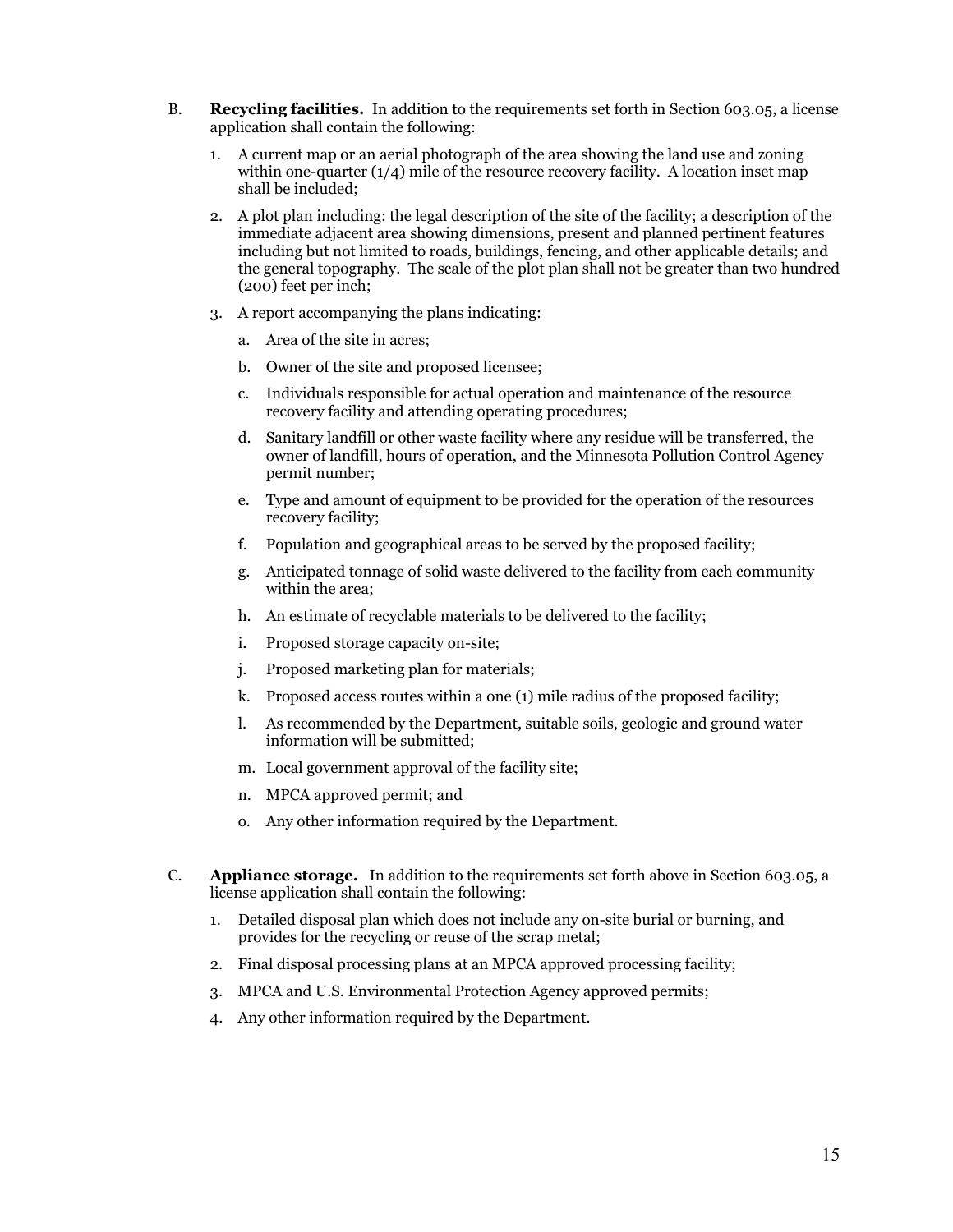B. **Recycling facilities.** In addition to the requirements set forth in Section 603.05, a license application shall contain the following:

1. A current map or an aerial photograph of the area showing the land use and zoning within one-quarter (1/4) mile of the resource recovery facility. A location inset map shall be included;
2. A plot plan including: the legal description of the site of the facility; a description of the immediate adjacent area showing dimensions, present and planned pertinent features including but not limited to roads, buildings, fencing, and other applicable details; and the general topography. The scale of the plot plan shall not be greater than two hundred (200) feet per inch;
3. A report accompanying the plans indicating:
    a. Area of the site in acres;
    b. Owner of the site and proposed licensee;
    c. Individuals responsible for actual operation and maintenance of the resource recovery facility and attending operating procedures;
    d. Sanitary landfill or other waste facility where any residue will be transferred, the owner of landfill, hours of operation, and the Minnesota Pollution Control Agency permit number;
    e. Type and amount of equipment to be provided for the operation of the resources recovery facility;
    f. Population and geographical areas to be served by the proposed facility;
    g. Anticipated tonnage of solid waste delivered to the facility from each community within the area;
    h. An estimate of recyclable materials to be delivered to the facility;
    i. Proposed storage capacity on-site;
    j. Proposed marketing plan for materials;
    k. Proposed access routes within a one (1) mile radius of the proposed facility;
    l. As recommended by the Department, suitable soils, geologic and ground water information will be submitted;
    m. Local government approval of the facility site;
    n. MPCA approved permit; and
    o. Any other information required by the Department.

C. **Appliance storage.** In addition to the requirements set forth above in Section 603.05, a license application shall contain the following:

1. Detailed disposal plan which does not include any on-site burial or burning, and provides for the recycling or reuse of the scrap metal;
2. Final disposal processing plans at an MPCA approved processing facility;
3. MPCA and U.S. Environmental Protection Agency approved permits;
4. Any other information required by the Department.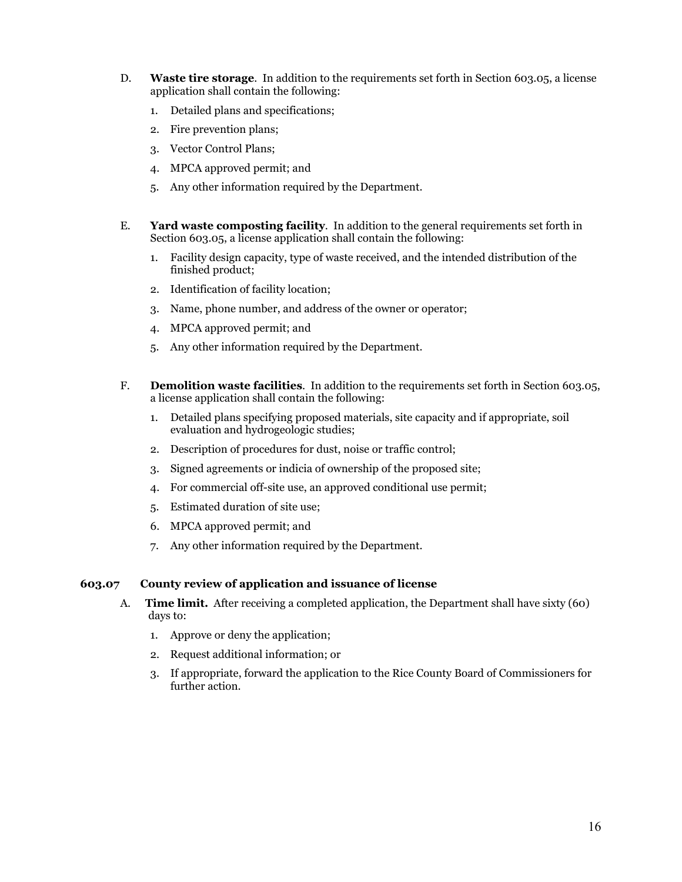D. **Waste tire storage**. In addition to the requirements set forth in Section 603.05, a license application shall contain the following:

1. Detailed plans and specifications;
2. Fire prevention plans;
3. Vector Control Plans;
4. MPCA approved permit; and
5. Any other information required by the Department.

E. **Yard waste composting facility**. In addition to the general requirements set forth in Section 603.05, a license application shall contain the following:

1. Facility design capacity, type of waste received, and the intended distribution of the finished product;
2. Identification of facility location;
3. Name, phone number, and address of the owner or operator;
4. MPCA approved permit; and
5. Any other information required by the Department.

F. **Demolition waste facilities**. In addition to the requirements set forth in Section 603.05, a license application shall contain the following:

1. Detailed plans specifying proposed materials, site capacity and if appropriate, soil evaluation and hydrogeologic studies;
2. Description of procedures for dust, noise or traffic control;
3. Signed agreements or indicia of ownership of the proposed site;
4. For commercial off-site use, an approved conditional use permit;
5. Estimated duration of site use;
6. MPCA approved permit; and
7. Any other information required by the Department.

### 603.07 County review of application and issuance of license

A. **Time limit.** After receiving a completed application, the Department shall have sixty (60) days to:

1. Approve or deny the application;
2. Request additional information; or
3. If appropriate, forward the application to the Rice County Board of Commissioners for further action.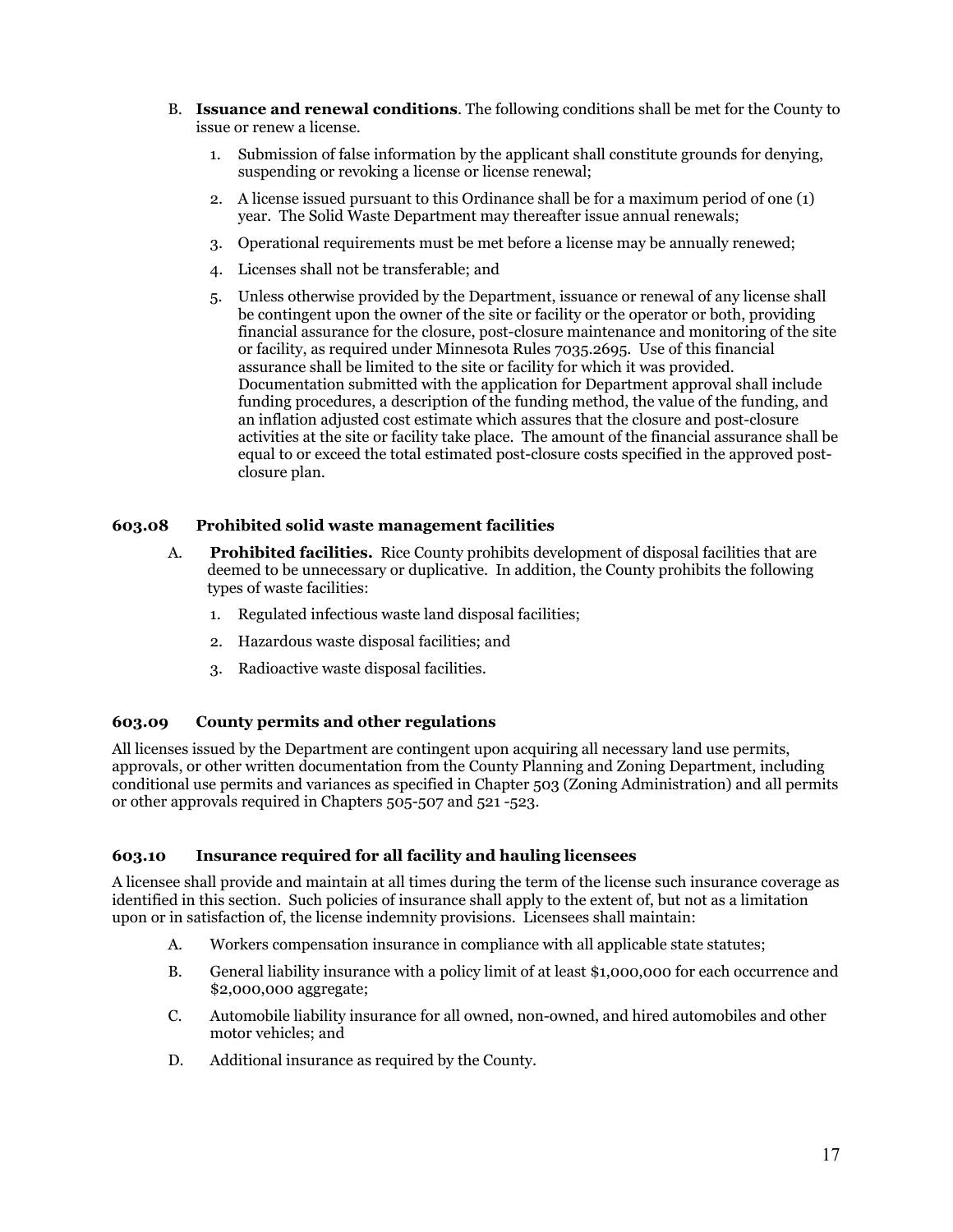B. **Issuance and renewal conditions**. The following conditions shall be met for the County to issue or renew a license.

1. Submission of false information by the applicant shall constitute grounds for denying, suspending or revoking a license or license renewal;
2. A license issued pursuant to this Ordinance shall be for a maximum period of one (1) year. The Solid Waste Department may thereafter issue annual renewals;
3. Operational requirements must be met before a license may be annually renewed;
4. Licenses shall not be transferable; and
5. Unless otherwise provided by the Department, issuance or renewal of any license shall be contingent upon the owner of the site or facility or the operator or both, providing financial assurance for the closure, post-closure maintenance and monitoring of the site or facility, as required under Minnesota Rules 7035.2695. Use of this financial assurance shall be limited to the site or facility for which it was provided. Documentation submitted with the application for Department approval shall include funding procedures, a description of the funding method, the value of the funding, and an inflation adjusted cost estimate which assures that the closure and post-closure activities at the site or facility take place. The amount of the financial assurance shall be equal to or exceed the total estimated post-closure costs specified in the approved post-closure plan.

### 603.08 Prohibited solid waste management facilities

A. **Prohibited facilities.** Rice County prohibits development of disposal facilities that are deemed to be unnecessary or duplicative. In addition, the County prohibits the following types of waste facilities:

1. Regulated infectious waste land disposal facilities;
2. Hazardous waste disposal facilities; and
3. Radioactive waste disposal facilities.

### 603.09 County permits and other regulations

All licenses issued by the Department are contingent upon acquiring all necessary land use permits, approvals, or other written documentation from the County Planning and Zoning Department, including conditional use permits and variances as specified in Chapter 503 (Zoning Administration) and all permits or other approvals required in Chapters 505-507 and 521 -523.

### 603.10 Insurance required for all facility and hauling licensees

A licensee shall provide and maintain at all times during the term of the license such insurance coverage as identified in this section. Such policies of insurance shall apply to the extent of, but not as a limitation upon or in satisfaction of, the license indemnity provisions. Licensees shall maintain:

A. Workers compensation insurance in compliance with all applicable state statutes;

B. General liability insurance with a policy limit of at least $1,000,000 for each occurrence and $2,000,000 aggregate;

C. Automobile liability insurance for all owned, non-owned, and hired automobiles and other motor vehicles; and

D. Additional insurance as required by the County.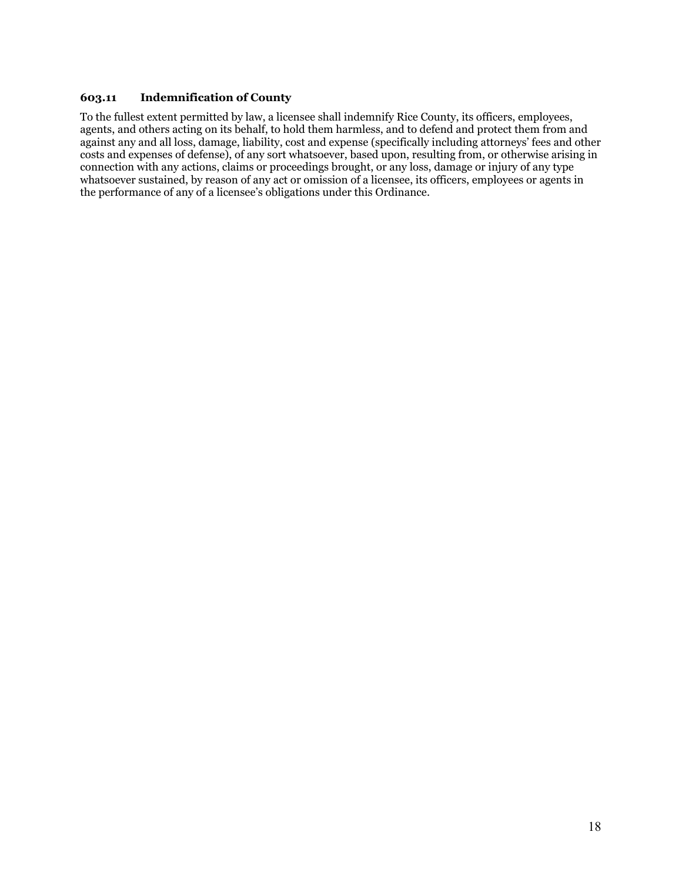### 603.11 Indemnification of County

To the fullest extent permitted by law, a licensee shall indemnify Rice County, its officers, employees, agents, and others acting on its behalf, to hold them harmless, and to defend and protect them from and against any and all loss, damage, liability, cost and expense (specifically including attorneys' fees and other costs and expenses of defense), of any sort whatsoever, based upon, resulting from, or otherwise arising in connection with any actions, claims or proceedings brought, or any loss, damage or injury of any type whatsoever sustained, by reason of any act or omission of a licensee, its officers, employees or agents in the performance of any of a licensee's obligations under this Ordinance.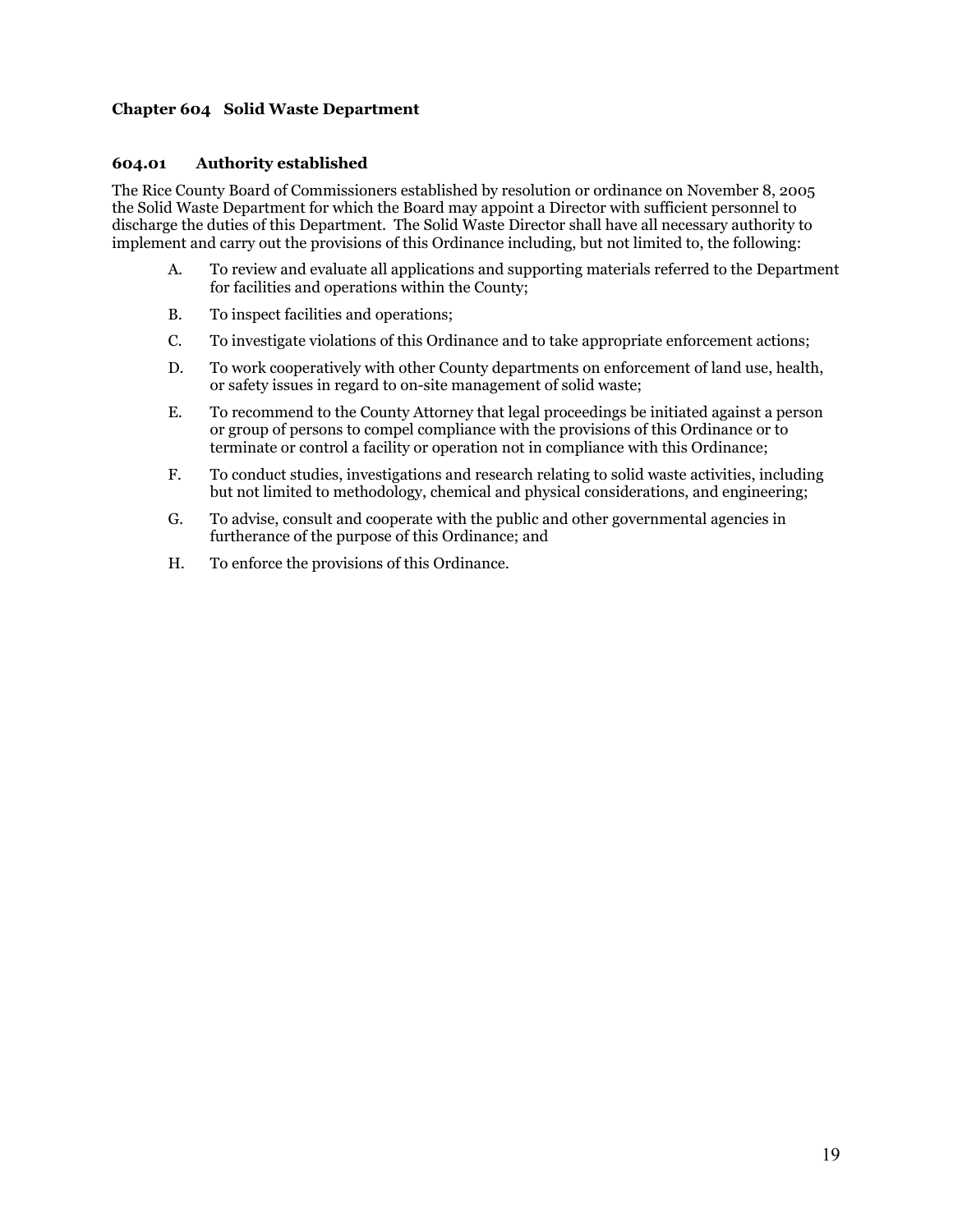## Chapter 604 Solid Waste Department

### 604.01 Authority established

The Rice County Board of Commissioners established by resolution or ordinance on November 8, 2005 the Solid Waste Department for which the Board may appoint a Director with sufficient personnel to discharge the duties of this Department. The Solid Waste Director shall have all necessary authority to implement and carry out the provisions of this Ordinance including, but not limited to, the following:

A. To review and evaluate all applications and supporting materials referred to the Department for facilities and operations within the County;

B. To inspect facilities and operations;

C. To investigate violations of this Ordinance and to take appropriate enforcement actions;

D. To work cooperatively with other County departments on enforcement of land use, health, or safety issues in regard to on-site management of solid waste;

E. To recommend to the County Attorney that legal proceedings be initiated against a person or group of persons to compel compliance with the provisions of this Ordinance or to terminate or control a facility or operation not in compliance with this Ordinance;

F. To conduct studies, investigations and research relating to solid waste activities, including but not limited to methodology, chemical and physical considerations, and engineering;

G. To advise, consult and cooperate with the public and other governmental agencies in furtherance of the purpose of this Ordinance; and

H. To enforce the provisions of this Ordinance.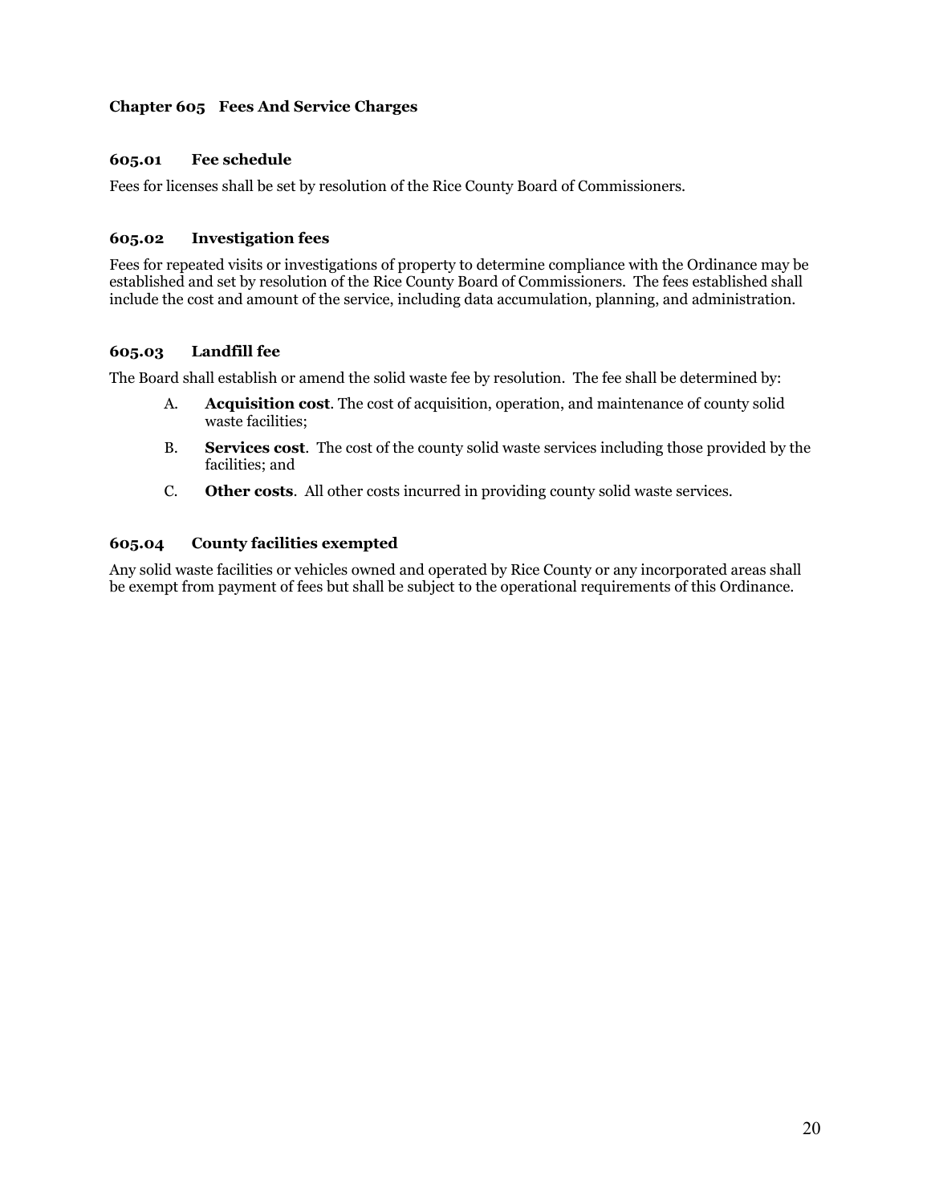## Chapter 605 Fees And Service Charges

### 605.01 Fee schedule

Fees for licenses shall be set by resolution of the Rice County Board of Commissioners.

### 605.02 Investigation fees

Fees for repeated visits or investigations of property to determine compliance with the Ordinance may be established and set by resolution of the Rice County Board of Commissioners. The fees established shall include the cost and amount of the service, including data accumulation, planning, and administration.

### 605.03 Landfill fee

The Board shall establish or amend the solid waste fee by resolution. The fee shall be determined by:

A. **Acquisition cost**. The cost of acquisition, operation, and maintenance of county solid waste facilities;

B. **Services cost**. The cost of the county solid waste services including those provided by the facilities; and

C. **Other costs**. All other costs incurred in providing county solid waste services.

### 605.04 County facilities exempted

Any solid waste facilities or vehicles owned and operated by Rice County or any incorporated areas shall be exempt from payment of fees but shall be subject to the operational requirements of this Ordinance.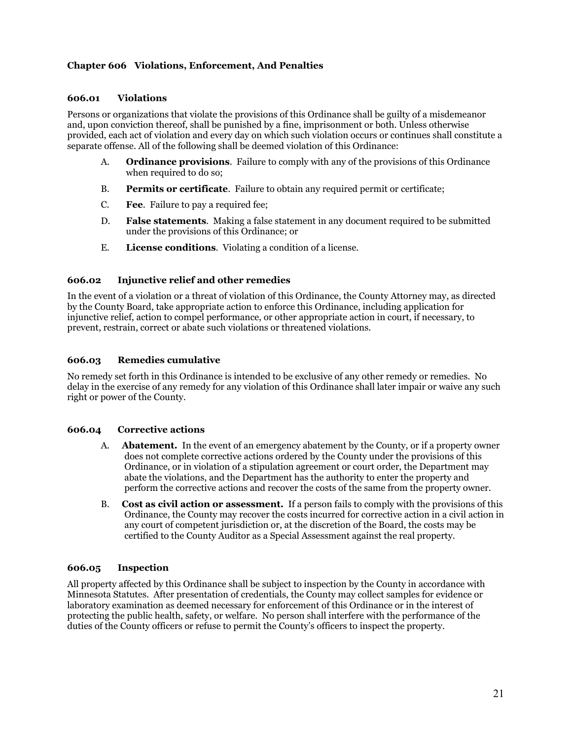## Chapter 606 Violations, Enforcement, And Penalties

### 606.01 Violations

Persons or organizations that violate the provisions of this Ordinance shall be guilty of a misdemeanor and, upon conviction thereof, shall be punished by a fine, imprisonment or both. Unless otherwise provided, each act of violation and every day on which such violation occurs or continues shall constitute a separate offense. All of the following shall be deemed violation of this Ordinance:

A. **Ordinance provisions**. Failure to comply with any of the provisions of this Ordinance when required to do so;

B. **Permits or certificate**. Failure to obtain any required permit or certificate;

C. **Fee**. Failure to pay a required fee;

D. **False statements**. Making a false statement in any document required to be submitted under the provisions of this Ordinance; or

E. **License conditions**. Violating a condition of a license.

### 606.02 Injunctive relief and other remedies

In the event of a violation or a threat of violation of this Ordinance, the County Attorney may, as directed by the County Board, take appropriate action to enforce this Ordinance, including application for injunctive relief, action to compel performance, or other appropriate action in court, if necessary, to prevent, restrain, correct or abate such violations or threatened violations.

### 606.03 Remedies cumulative

No remedy set forth in this Ordinance is intended to be exclusive of any other remedy or remedies. No delay in the exercise of any remedy for any violation of this Ordinance shall later impair or waive any such right or power of the County.

### 606.04 Corrective actions

A. **Abatement.** In the event of an emergency abatement by the County, or if a property owner does not complete corrective actions ordered by the County under the provisions of this Ordinance, or in violation of a stipulation agreement or court order, the Department may abate the violations, and the Department has the authority to enter the property and perform the corrective actions and recover the costs of the same from the property owner.

B. **Cost as civil action or assessment.** If a person fails to comply with the provisions of this Ordinance, the County may recover the costs incurred for corrective action in a civil action in any court of competent jurisdiction or, at the discretion of the Board, the costs may be certified to the County Auditor as a Special Assessment against the real property.

### 606.05 Inspection

All property affected by this Ordinance shall be subject to inspection by the County in accordance with Minnesota Statutes. After presentation of credentials, the County may collect samples for evidence or laboratory examination as deemed necessary for enforcement of this Ordinance or in the interest of protecting the public health, safety, or welfare. No person shall interfere with the performance of the duties of the County officers or refuse to permit the County's officers to inspect the property.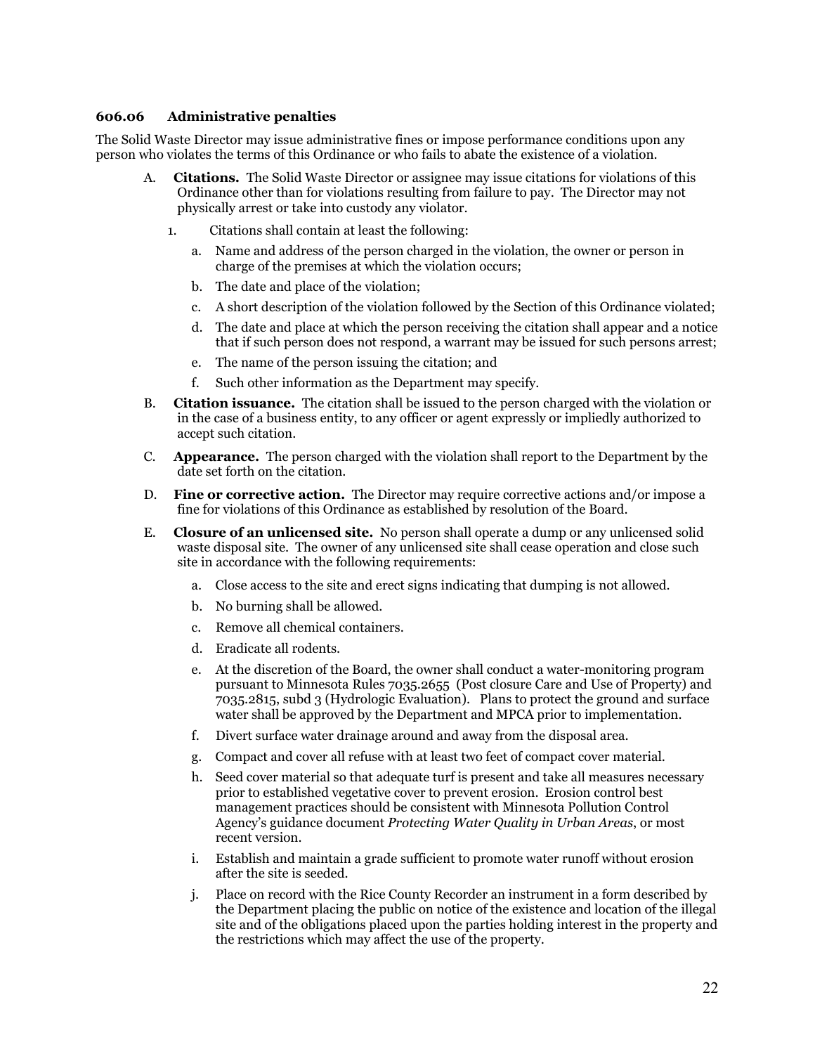### 606.06 Administrative penalties

The Solid Waste Director may issue administrative fines or impose performance conditions upon any person who violates the terms of this Ordinance or who fails to abate the existence of a violation.

A. **Citations.** The Solid Waste Director or assignee may issue citations for violations of this Ordinance other than for violations resulting from failure to pay. The Director may not physically arrest or take into custody any violator.

   1. Citations shall contain at least the following:

      a. Name and address of the person charged in the violation, the owner or person in charge of the premises at which the violation occurs;

      b. The date and place of the violation;

      c. A short description of the violation followed by the Section of this Ordinance violated;

      d. The date and place at which the person receiving the citation shall appear and a notice that if such person does not respond, a warrant may be issued for such persons arrest;

      e. The name of the person issuing the citation; and

      f. Such other information as the Department may specify.

B. **Citation issuance.** The citation shall be issued to the person charged with the violation or in the case of a business entity, to any officer or agent expressly or impliedly authorized to accept such citation.

C. **Appearance.** The person charged with the violation shall report to the Department by the date set forth on the citation.

D. **Fine or corrective action.** The Director may require corrective actions and/or impose a fine for violations of this Ordinance as established by resolution of the Board.

E. **Closure of an unlicensed site.** No person shall operate a dump or any unlicensed solid waste disposal site. The owner of any unlicensed site shall cease operation and close such site in accordance with the following requirements:

   a. Close access to the site and erect signs indicating that dumping is not allowed.

   b. No burning shall be allowed.

   c. Remove all chemical containers.

   d. Eradicate all rodents.

   e. At the discretion of the Board, the owner shall conduct a water-monitoring program pursuant to Minnesota Rules 7035.2655 (Post closure Care and Use of Property) and 7035.2815, subd 3 (Hydrologic Evaluation). Plans to protect the ground and surface water shall be approved by the Department and MPCA prior to implementation.

   f. Divert surface water drainage around and away from the disposal area.

   g. Compact and cover all refuse with at least two feet of compact cover material.

   h. Seed cover material so that adequate turf is present and take all measures necessary prior to established vegetative cover to prevent erosion. Erosion control best management practices should be consistent with Minnesota Pollution Control Agency's guidance document *Protecting Water Quality in Urban Areas*, or most recent version.

   i. Establish and maintain a grade sufficient to promote water runoff without erosion after the site is seeded.

   j. Place on record with the Rice County Recorder an instrument in a form described by the Department placing the public on notice of the existence and location of the illegal site and of the obligations placed upon the parties holding interest in the property and the restrictions which may affect the use of the property.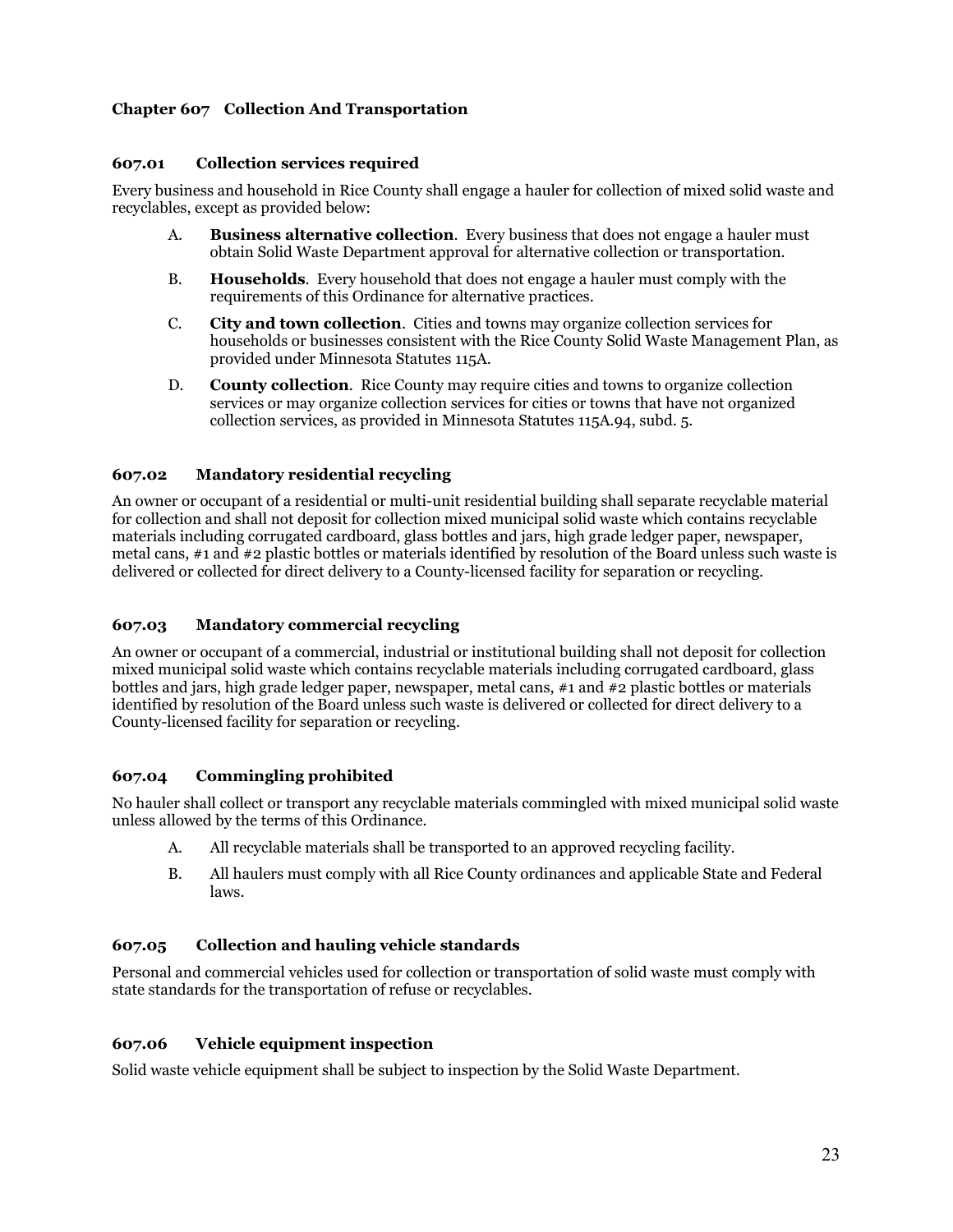## Chapter 607 Collection And Transportation

### 607.01 Collection services required

Every business and household in Rice County shall engage a hauler for collection of mixed solid waste and recyclables, except as provided below:

A. **Business alternative collection**. Every business that does not engage a hauler must obtain Solid Waste Department approval for alternative collection or transportation.

B. **Households**. Every household that does not engage a hauler must comply with the requirements of this Ordinance for alternative practices.

C. **City and town collection**. Cities and towns may organize collection services for households or businesses consistent with the Rice County Solid Waste Management Plan, as provided under Minnesota Statutes 115A.

D. **County collection**. Rice County may require cities and towns to organize collection services or may organize collection services for cities or towns that have not organized collection services, as provided in Minnesota Statutes 115A.94, subd. 5.

### 607.02 Mandatory residential recycling

An owner or occupant of a residential or multi-unit residential building shall separate recyclable material for collection and shall not deposit for collection mixed municipal solid waste which contains recyclable materials including corrugated cardboard, glass bottles and jars, high grade ledger paper, newspaper, metal cans, #1 and #2 plastic bottles or materials identified by resolution of the Board unless such waste is delivered or collected for direct delivery to a County-licensed facility for separation or recycling.

### 607.03 Mandatory commercial recycling

An owner or occupant of a commercial, industrial or institutional building shall not deposit for collection mixed municipal solid waste which contains recyclable materials including corrugated cardboard, glass bottles and jars, high grade ledger paper, newspaper, metal cans, #1 and #2 plastic bottles or materials identified by resolution of the Board unless such waste is delivered or collected for direct delivery to a County-licensed facility for separation or recycling.

### 607.04 Commingling prohibited

No hauler shall collect or transport any recyclable materials commingled with mixed municipal solid waste unless allowed by the terms of this Ordinance.

A. All recyclable materials shall be transported to an approved recycling facility.

B. All haulers must comply with all Rice County ordinances and applicable State and Federal laws.

### 607.05 Collection and hauling vehicle standards

Personal and commercial vehicles used for collection or transportation of solid waste must comply with state standards for the transportation of refuse or recyclables.

### 607.06 Vehicle equipment inspection

Solid waste vehicle equipment shall be subject to inspection by the Solid Waste Department.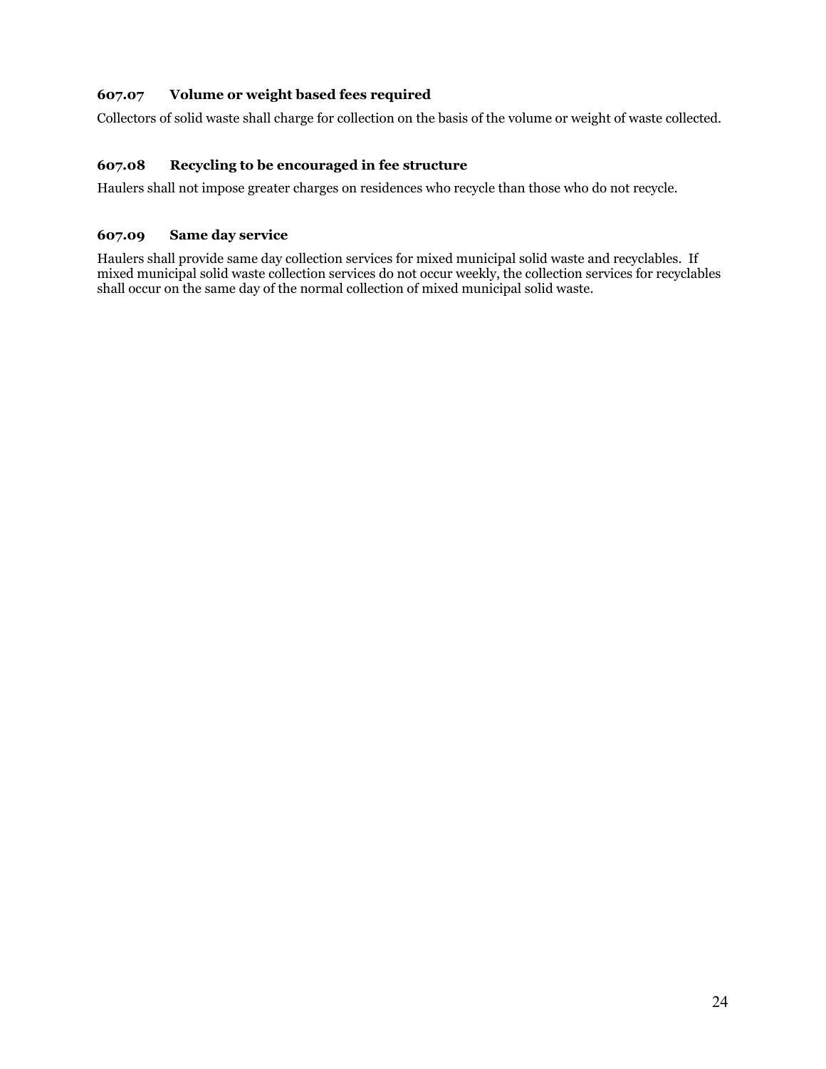### 607.07 Volume or weight based fees required

Collectors of solid waste shall charge for collection on the basis of the volume or weight of waste collected.

### 607.08 Recycling to be encouraged in fee structure

Haulers shall not impose greater charges on residences who recycle than those who do not recycle.

### 607.09 Same day service

Haulers shall provide same day collection services for mixed municipal solid waste and recyclables. If mixed municipal solid waste collection services do not occur weekly, the collection services for recyclables shall occur on the same day of the normal collection of mixed municipal solid waste.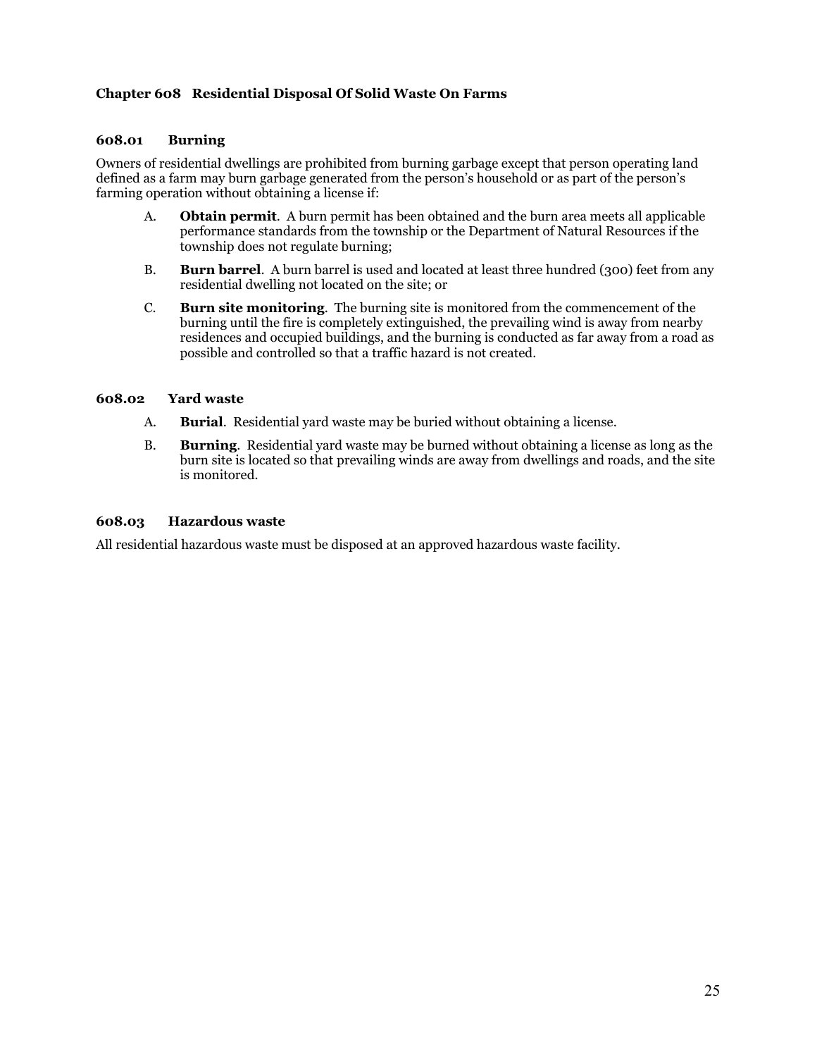## Chapter 608 Residential Disposal Of Solid Waste On Farms

### 608.01 Burning

Owners of residential dwellings are prohibited from burning garbage except that person operating land defined as a farm may burn garbage generated from the person's household or as part of the person's farming operation without obtaining a license if:

A. **Obtain permit**. A burn permit has been obtained and the burn area meets all applicable performance standards from the township or the Department of Natural Resources if the township does not regulate burning;

B. **Burn barrel**. A burn barrel is used and located at least three hundred (300) feet from any residential dwelling not located on the site; or

C. **Burn site monitoring**. The burning site is monitored from the commencement of the burning until the fire is completely extinguished, the prevailing wind is away from nearby residences and occupied buildings, and the burning is conducted as far away from a road as possible and controlled so that a traffic hazard is not created.

### 608.02 Yard waste

A. **Burial**. Residential yard waste may be buried without obtaining a license.

B. **Burning**. Residential yard waste may be burned without obtaining a license as long as the burn site is located so that prevailing winds are away from dwellings and roads, and the site is monitored.

### 608.03 Hazardous waste

All residential hazardous waste must be disposed at an approved hazardous waste facility.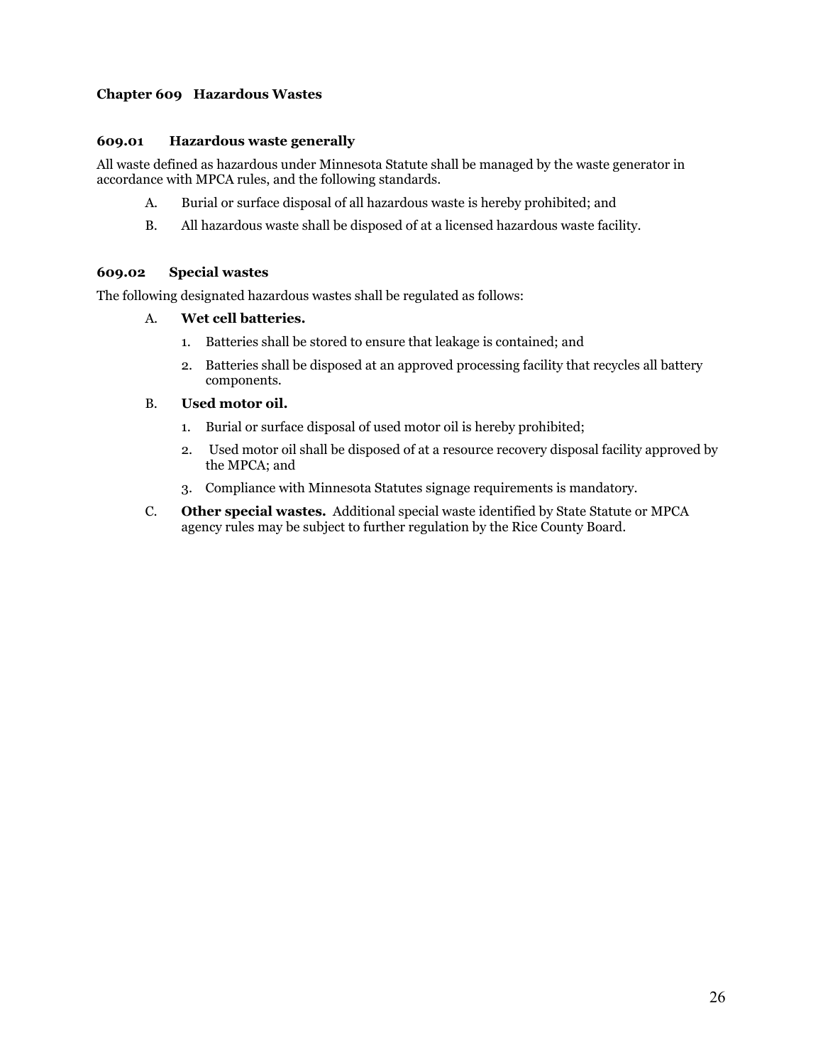## Chapter 609 Hazardous Wastes

### 609.01 Hazardous waste generally

All waste defined as hazardous under Minnesota Statute shall be managed by the waste generator in accordance with MPCA rules, and the following standards.

A. Burial or surface disposal of all hazardous waste is hereby prohibited; and

B. All hazardous waste shall be disposed of at a licensed hazardous waste facility.

### 609.02 Special wastes

The following designated hazardous wastes shall be regulated as follows:

A. **Wet cell batteries.**

1. Batteries shall be stored to ensure that leakage is contained; and
2. Batteries shall be disposed at an approved processing facility that recycles all battery components.

B. **Used motor oil.**

1. Burial or surface disposal of used motor oil is hereby prohibited;
2. Used motor oil shall be disposed of at a resource recovery disposal facility approved by the MPCA; and
3. Compliance with Minnesota Statutes signage requirements is mandatory.

C. **Other special wastes.** Additional special waste identified by State Statute or MPCA agency rules may be subject to further regulation by the Rice County Board.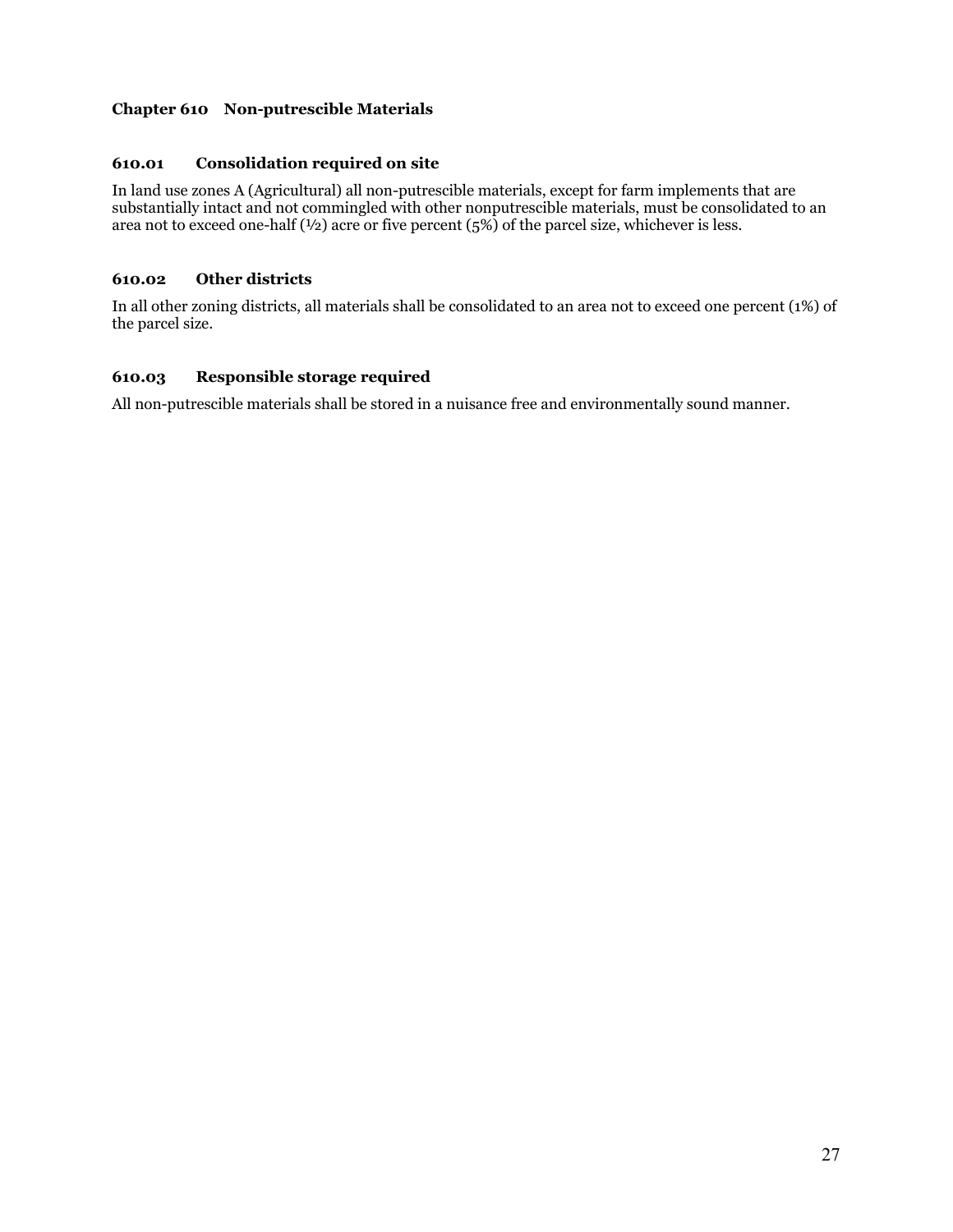## Chapter 610 Non-putrescible Materials

### 610.01 Consolidation required on site

In land use zones A (Agricultural) all non-putrescible materials, except for farm implements that are substantially intact and not commingled with other nonputrescible materials, must be consolidated to an area not to exceed one-half (½) acre or five percent (5%) of the parcel size, whichever is less.

### 610.02 Other districts

In all other zoning districts, all materials shall be consolidated to an area not to exceed one percent (1%) of the parcel size.

### 610.03 Responsible storage required

All non-putrescible materials shall be stored in a nuisance free and environmentally sound manner.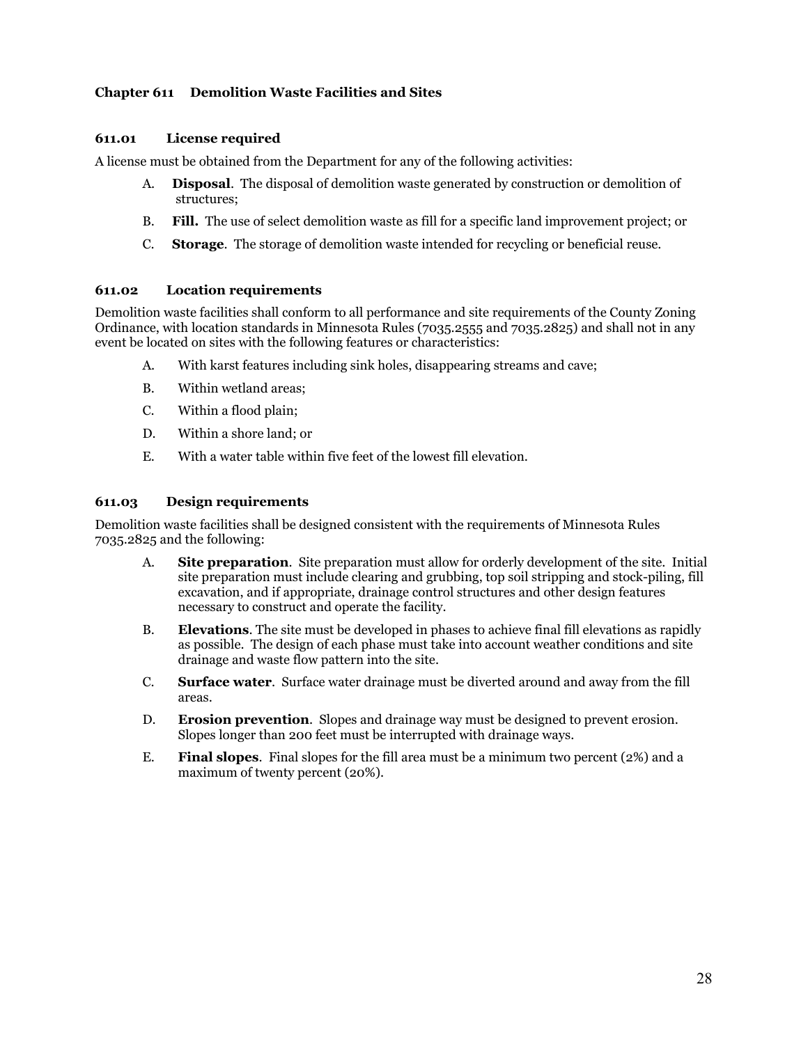## Chapter 611 Demolition Waste Facilities and Sites

### 611.01 License required

A license must be obtained from the Department for any of the following activities:

A. **Disposal**. The disposal of demolition waste generated by construction or demolition of structures;

B. **Fill.** The use of select demolition waste as fill for a specific land improvement project; or

C. **Storage**. The storage of demolition waste intended for recycling or beneficial reuse.

### 611.02 Location requirements

Demolition waste facilities shall conform to all performance and site requirements of the County Zoning Ordinance, with location standards in Minnesota Rules (7035.2555 and 7035.2825) and shall not in any event be located on sites with the following features or characteristics:

A. With karst features including sink holes, disappearing streams and cave;

B. Within wetland areas;

C. Within a flood plain;

D. Within a shore land; or

E. With a water table within five feet of the lowest fill elevation.

### 611.03 Design requirements

Demolition waste facilities shall be designed consistent with the requirements of Minnesota Rules 7035.2825 and the following:

A. **Site preparation**. Site preparation must allow for orderly development of the site. Initial site preparation must include clearing and grubbing, top soil stripping and stock-piling, fill excavation, and if appropriate, drainage control structures and other design features necessary to construct and operate the facility.

B. **Elevations**. The site must be developed in phases to achieve final fill elevations as rapidly as possible. The design of each phase must take into account weather conditions and site drainage and waste flow pattern into the site.

C. **Surface water**. Surface water drainage must be diverted around and away from the fill areas.

D. **Erosion prevention**. Slopes and drainage way must be designed to prevent erosion. Slopes longer than 200 feet must be interrupted with drainage ways.

E. **Final slopes**. Final slopes for the fill area must be a minimum two percent (2%) and a maximum of twenty percent (20%).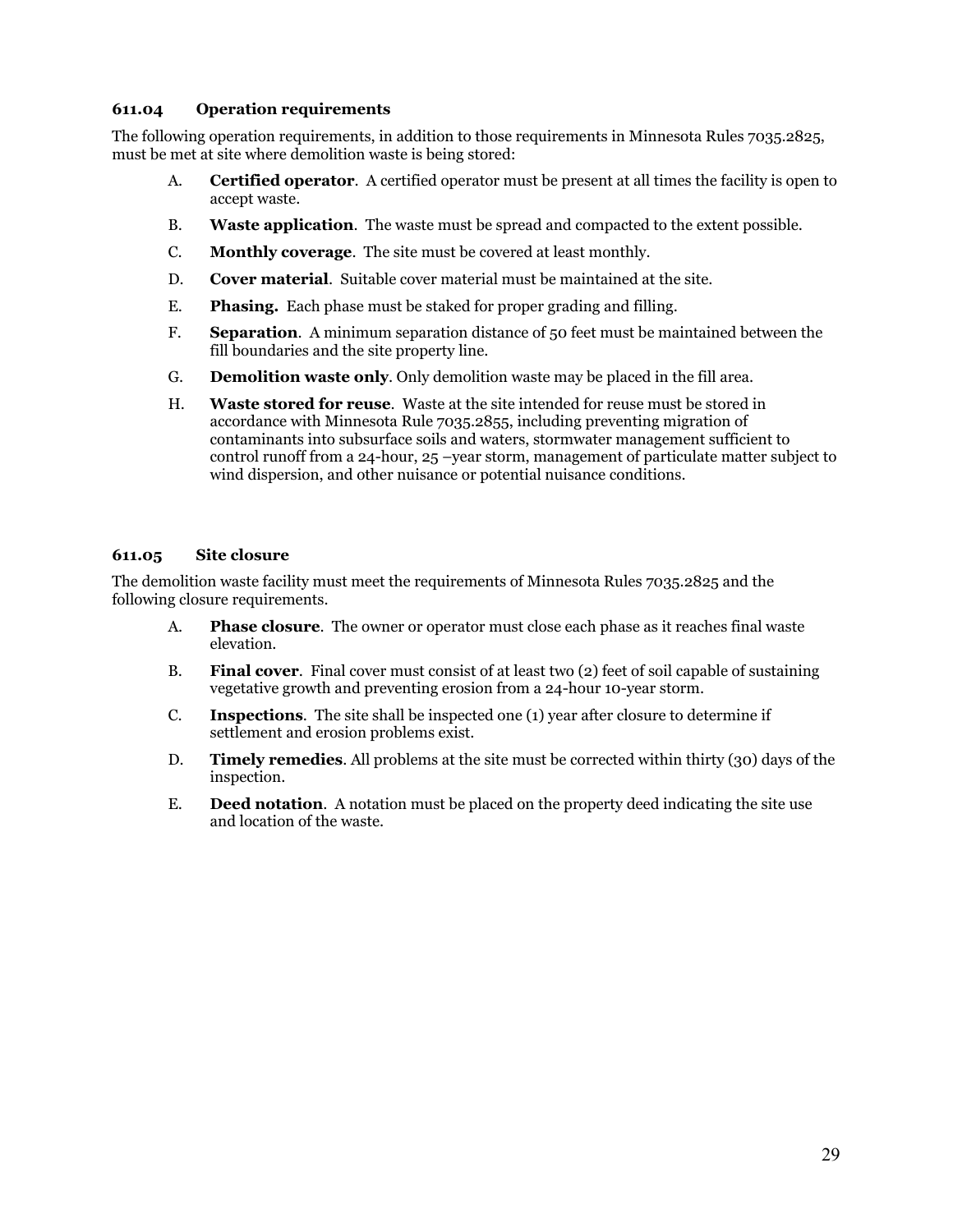### 611.04 Operation requirements

The following operation requirements, in addition to those requirements in Minnesota Rules 7035.2825, must be met at site where demolition waste is being stored:

A. **Certified operator**. A certified operator must be present at all times the facility is open to accept waste.

B. **Waste application**. The waste must be spread and compacted to the extent possible.

C. **Monthly coverage**. The site must be covered at least monthly.

D. **Cover material**. Suitable cover material must be maintained at the site.

E. **Phasing.** Each phase must be staked for proper grading and filling.

F. **Separation**. A minimum separation distance of 50 feet must be maintained between the fill boundaries and the site property line.

G. **Demolition waste only**. Only demolition waste may be placed in the fill area.

H. **Waste stored for reuse**. Waste at the site intended for reuse must be stored in accordance with Minnesota Rule 7035.2855, including preventing migration of contaminants into subsurface soils and waters, stormwater management sufficient to control runoff from a 24-hour, 25 –year storm, management of particulate matter subject to wind dispersion, and other nuisance or potential nuisance conditions.

### 611.05 Site closure

The demolition waste facility must meet the requirements of Minnesota Rules 7035.2825 and the following closure requirements.

A. **Phase closure**. The owner or operator must close each phase as it reaches final waste elevation.

B. **Final cover**. Final cover must consist of at least two (2) feet of soil capable of sustaining vegetative growth and preventing erosion from a 24-hour 10-year storm.

C. **Inspections**. The site shall be inspected one (1) year after closure to determine if settlement and erosion problems exist.

D. **Timely remedies**. All problems at the site must be corrected within thirty (30) days of the inspection.

E. **Deed notation**. A notation must be placed on the property deed indicating the site use and location of the waste.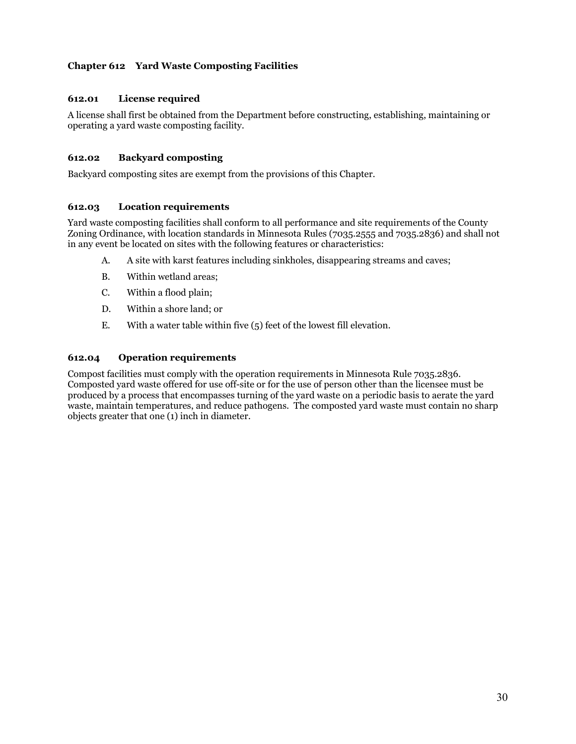## Chapter 612 Yard Waste Composting Facilities

### 612.01 License required

A license shall first be obtained from the Department before constructing, establishing, maintaining or operating a yard waste composting facility.

### 612.02 Backyard composting

Backyard composting sites are exempt from the provisions of this Chapter.

### 612.03 Location requirements

Yard waste composting facilities shall conform to all performance and site requirements of the County Zoning Ordinance, with location standards in Minnesota Rules (7035.2555 and 7035.2836) and shall not in any event be located on sites with the following features or characteristics:

A. A site with karst features including sinkholes, disappearing streams and caves;

B. Within wetland areas;

C. Within a flood plain;

D. Within a shore land; or

E. With a water table within five (5) feet of the lowest fill elevation.

### 612.04 Operation requirements

Compost facilities must comply with the operation requirements in Minnesota Rule 7035.2836. Composted yard waste offered for use off-site or for the use of person other than the licensee must be produced by a process that encompasses turning of the yard waste on a periodic basis to aerate the yard waste, maintain temperatures, and reduce pathogens. The composted yard waste must contain no sharp objects greater that one (1) inch in diameter.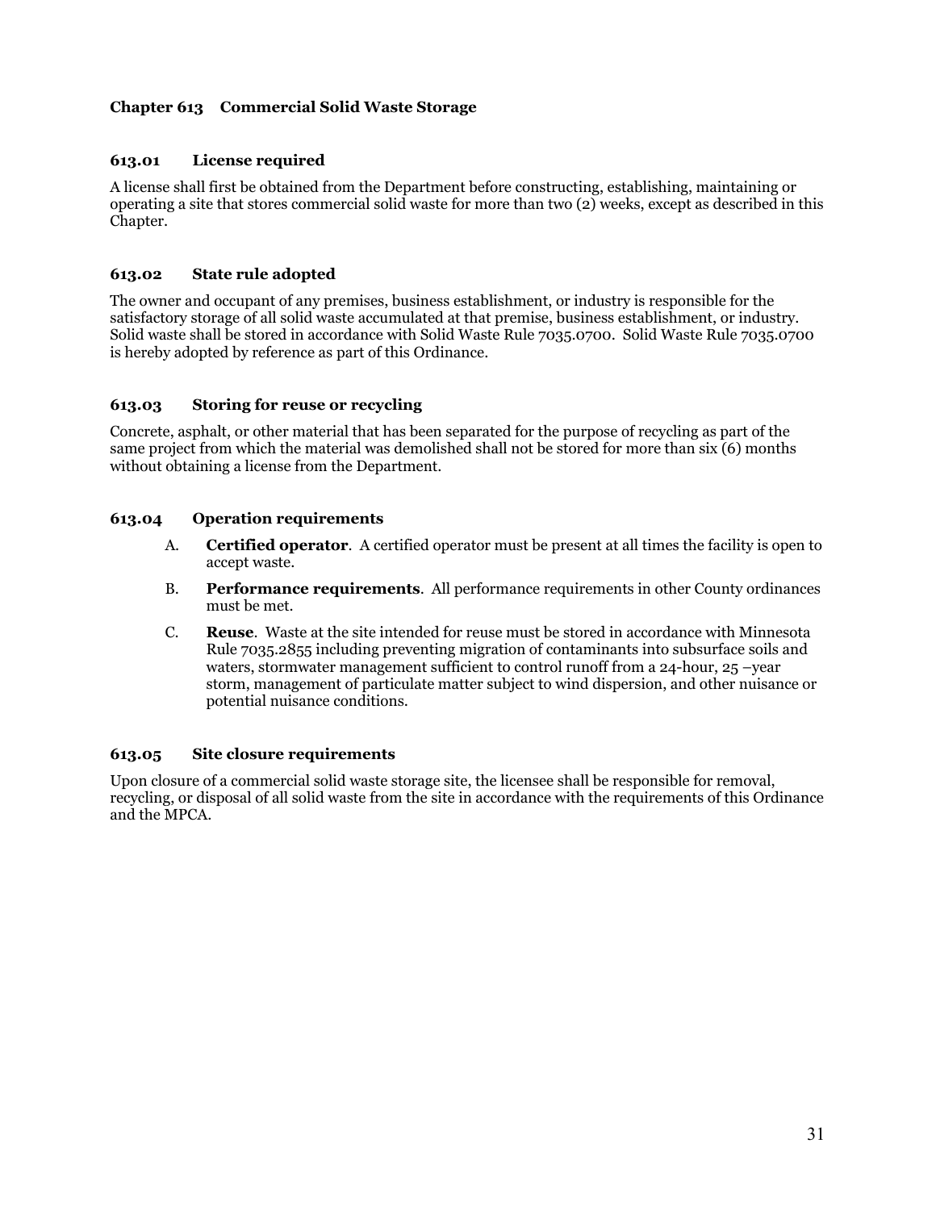## Chapter 613 Commercial Solid Waste Storage

### 613.01 License required

A license shall first be obtained from the Department before constructing, establishing, maintaining or operating a site that stores commercial solid waste for more than two (2) weeks, except as described in this Chapter.

### 613.02 State rule adopted

The owner and occupant of any premises, business establishment, or industry is responsible for the satisfactory storage of all solid waste accumulated at that premise, business establishment, or industry. Solid waste shall be stored in accordance with Solid Waste Rule 7035.0700. Solid Waste Rule 7035.0700 is hereby adopted by reference as part of this Ordinance.

### 613.03 Storing for reuse or recycling

Concrete, asphalt, or other material that has been separated for the purpose of recycling as part of the same project from which the material was demolished shall not be stored for more than six (6) months without obtaining a license from the Department.

### 613.04 Operation requirements

A. **Certified operator**. A certified operator must be present at all times the facility is open to accept waste.

B. **Performance requirements**. All performance requirements in other County ordinances must be met.

C. **Reuse**. Waste at the site intended for reuse must be stored in accordance with Minnesota Rule 7035.2855 including preventing migration of contaminants into subsurface soils and waters, stormwater management sufficient to control runoff from a 24-hour, 25 –year storm, management of particulate matter subject to wind dispersion, and other nuisance or potential nuisance conditions.

### 613.05 Site closure requirements

Upon closure of a commercial solid waste storage site, the licensee shall be responsible for removal, recycling, or disposal of all solid waste from the site in accordance with the requirements of this Ordinance and the MPCA.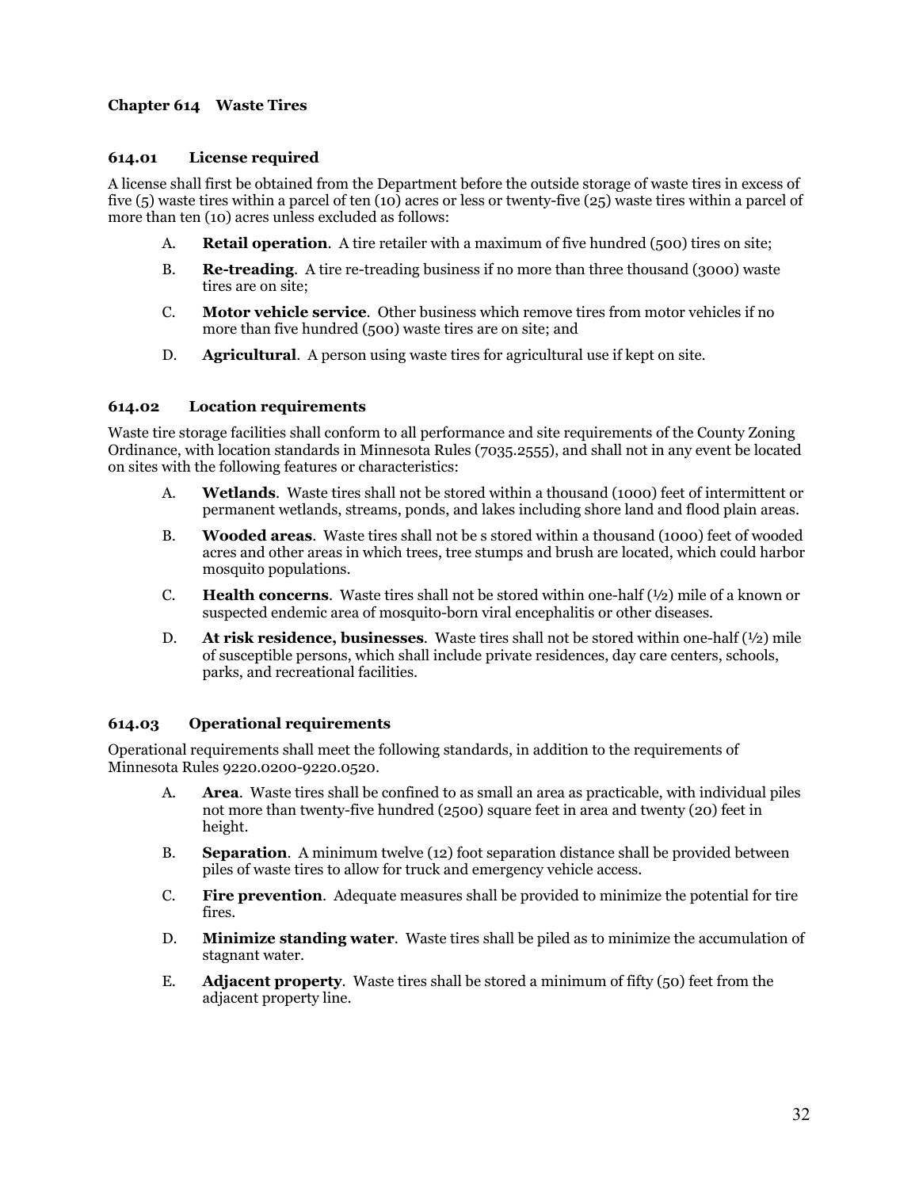## Chapter 614 Waste Tires

### 614.01 License required

A license shall first be obtained from the Department before the outside storage of waste tires in excess of five (5) waste tires within a parcel of ten (10) acres or less or twenty-five (25) waste tires within a parcel of more than ten (10) acres unless excluded as follows:

A. **Retail operation**. A tire retailer with a maximum of five hundred (500) tires on site;

B. **Re-treading**. A tire re-treading business if no more than three thousand (3000) waste tires are on site;

C. **Motor vehicle service**. Other business which remove tires from motor vehicles if no more than five hundred (500) waste tires are on site; and

D. **Agricultural**. A person using waste tires for agricultural use if kept on site.

### 614.02 Location requirements

Waste tire storage facilities shall conform to all performance and site requirements of the County Zoning Ordinance, with location standards in Minnesota Rules (7035.2555), and shall not in any event be located on sites with the following features or characteristics:

A. **Wetlands**. Waste tires shall not be stored within a thousand (1000) feet of intermittent or permanent wetlands, streams, ponds, and lakes including shore land and flood plain areas.

B. **Wooded areas**. Waste tires shall not be s stored within a thousand (1000) feet of wooded acres and other areas in which trees, tree stumps and brush are located, which could harbor mosquito populations.

C. **Health concerns**. Waste tires shall not be stored within one-half (½) mile of a known or suspected endemic area of mosquito-born viral encephalitis or other diseases.

D. **At risk residence, businesses**. Waste tires shall not be stored within one-half (½) mile of susceptible persons, which shall include private residences, day care centers, schools, parks, and recreational facilities.

### 614.03 Operational requirements

Operational requirements shall meet the following standards, in addition to the requirements of Minnesota Rules 9220.0200-9220.0520.

A. **Area**. Waste tires shall be confined to as small an area as practicable, with individual piles not more than twenty-five hundred (2500) square feet in area and twenty (20) feet in height.

B. **Separation**. A minimum twelve (12) foot separation distance shall be provided between piles of waste tires to allow for truck and emergency vehicle access.

C. **Fire prevention**. Adequate measures shall be provided to minimize the potential for tire fires.

D. **Minimize standing water**. Waste tires shall be piled as to minimize the accumulation of stagnant water.

E. **Adjacent property**. Waste tires shall be stored a minimum of fifty (50) feet from the adjacent property line.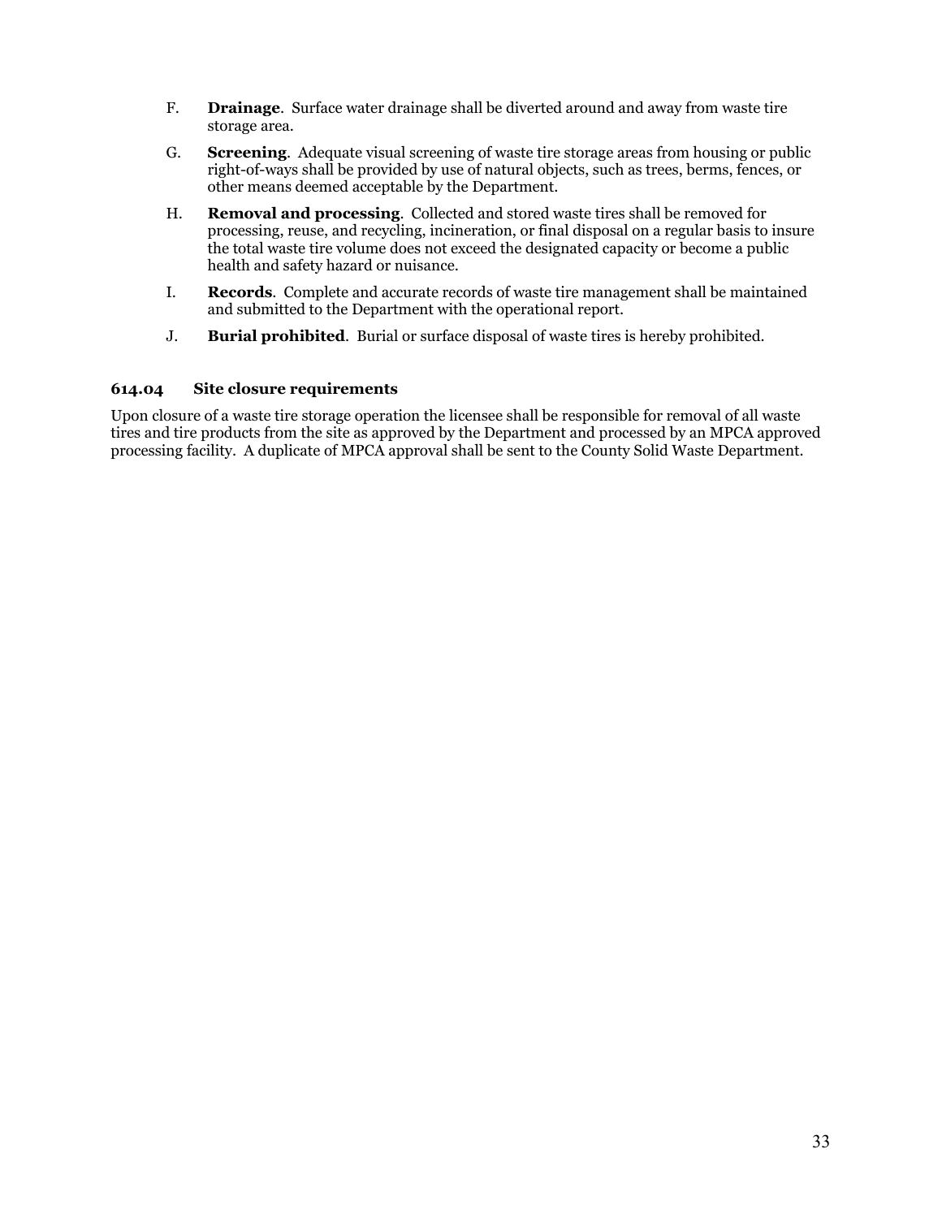F. **Drainage**. Surface water drainage shall be diverted around and away from waste tire storage area.

G. **Screening**. Adequate visual screening of waste tire storage areas from housing or public right-of-ways shall be provided by use of natural objects, such as trees, berms, fences, or other means deemed acceptable by the Department.

H. **Removal and processing**. Collected and stored waste tires shall be removed for processing, reuse, and recycling, incineration, or final disposal on a regular basis to insure the total waste tire volume does not exceed the designated capacity or become a public health and safety hazard or nuisance.

I. **Records**. Complete and accurate records of waste tire management shall be maintained and submitted to the Department with the operational report.

J. **Burial prohibited**. Burial or surface disposal of waste tires is hereby prohibited.

### 614.04 Site closure requirements

Upon closure of a waste tire storage operation the licensee shall be responsible for removal of all waste tires and tire products from the site as approved by the Department and processed by an MPCA approved processing facility. A duplicate of MPCA approval shall be sent to the County Solid Waste Department.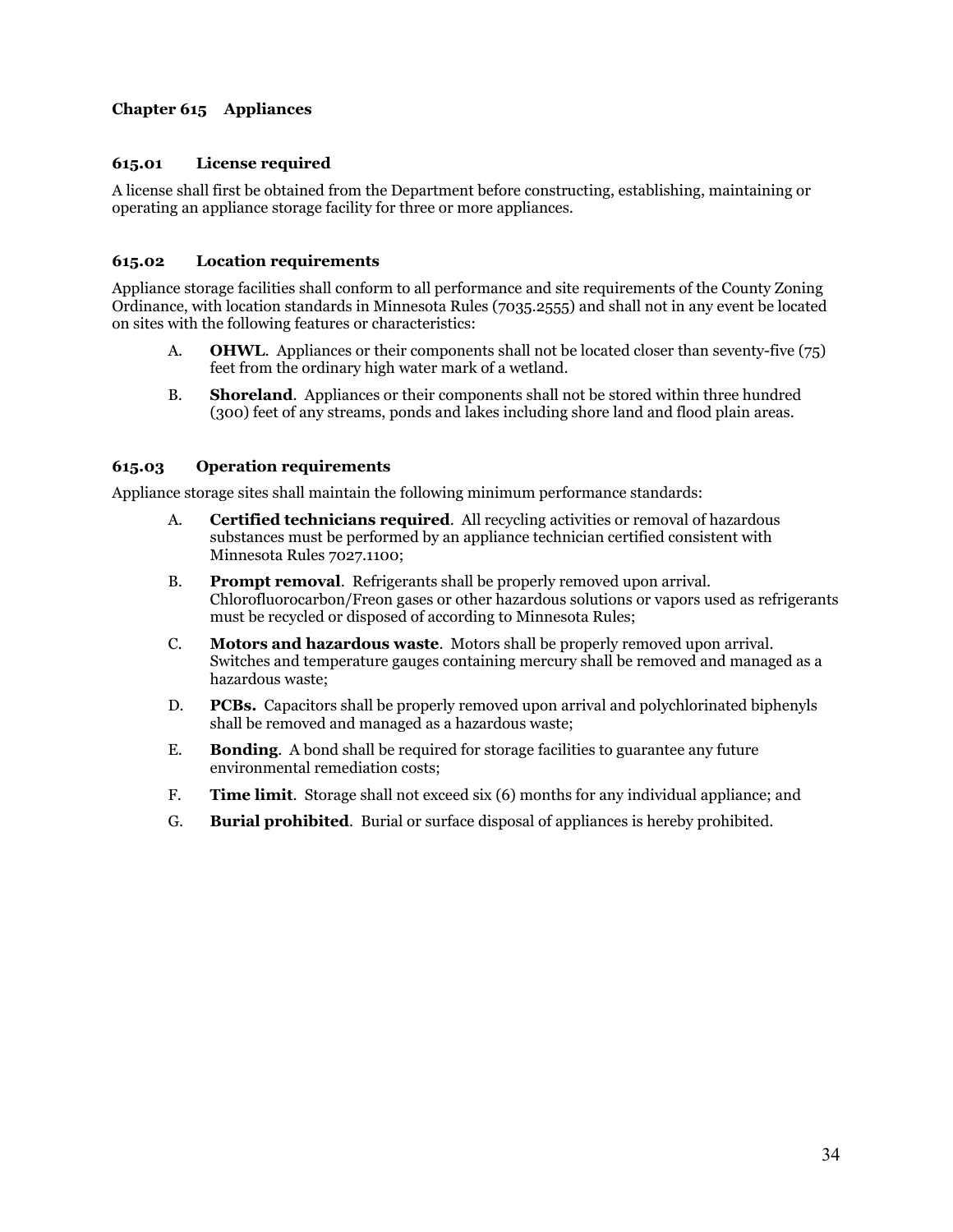## Chapter 615 Appliances

### 615.01 License required

A license shall first be obtained from the Department before constructing, establishing, maintaining or operating an appliance storage facility for three or more appliances.

### 615.02 Location requirements

Appliance storage facilities shall conform to all performance and site requirements of the County Zoning Ordinance, with location standards in Minnesota Rules (7035.2555) and shall not in any event be located on sites with the following features or characteristics:

A. **OHWL**. Appliances or their components shall not be located closer than seventy-five (75) feet from the ordinary high water mark of a wetland.

B. **Shoreland**. Appliances or their components shall not be stored within three hundred (300) feet of any streams, ponds and lakes including shore land and flood plain areas.

### 615.03 Operation requirements

Appliance storage sites shall maintain the following minimum performance standards:

A. **Certified technicians required**. All recycling activities or removal of hazardous substances must be performed by an appliance technician certified consistent with Minnesota Rules 7027.1100;

B. **Prompt removal**. Refrigerants shall be properly removed upon arrival. Chlorofluorocarbon/Freon gases or other hazardous solutions or vapors used as refrigerants must be recycled or disposed of according to Minnesota Rules;

C. **Motors and hazardous waste**. Motors shall be properly removed upon arrival. Switches and temperature gauges containing mercury shall be removed and managed as a hazardous waste;

D. **PCBs.** Capacitors shall be properly removed upon arrival and polychlorinated biphenyls shall be removed and managed as a hazardous waste;

E. **Bonding**. A bond shall be required for storage facilities to guarantee any future environmental remediation costs;

F. **Time limit**. Storage shall not exceed six (6) months for any individual appliance; and

G. **Burial prohibited**. Burial or surface disposal of appliances is hereby prohibited.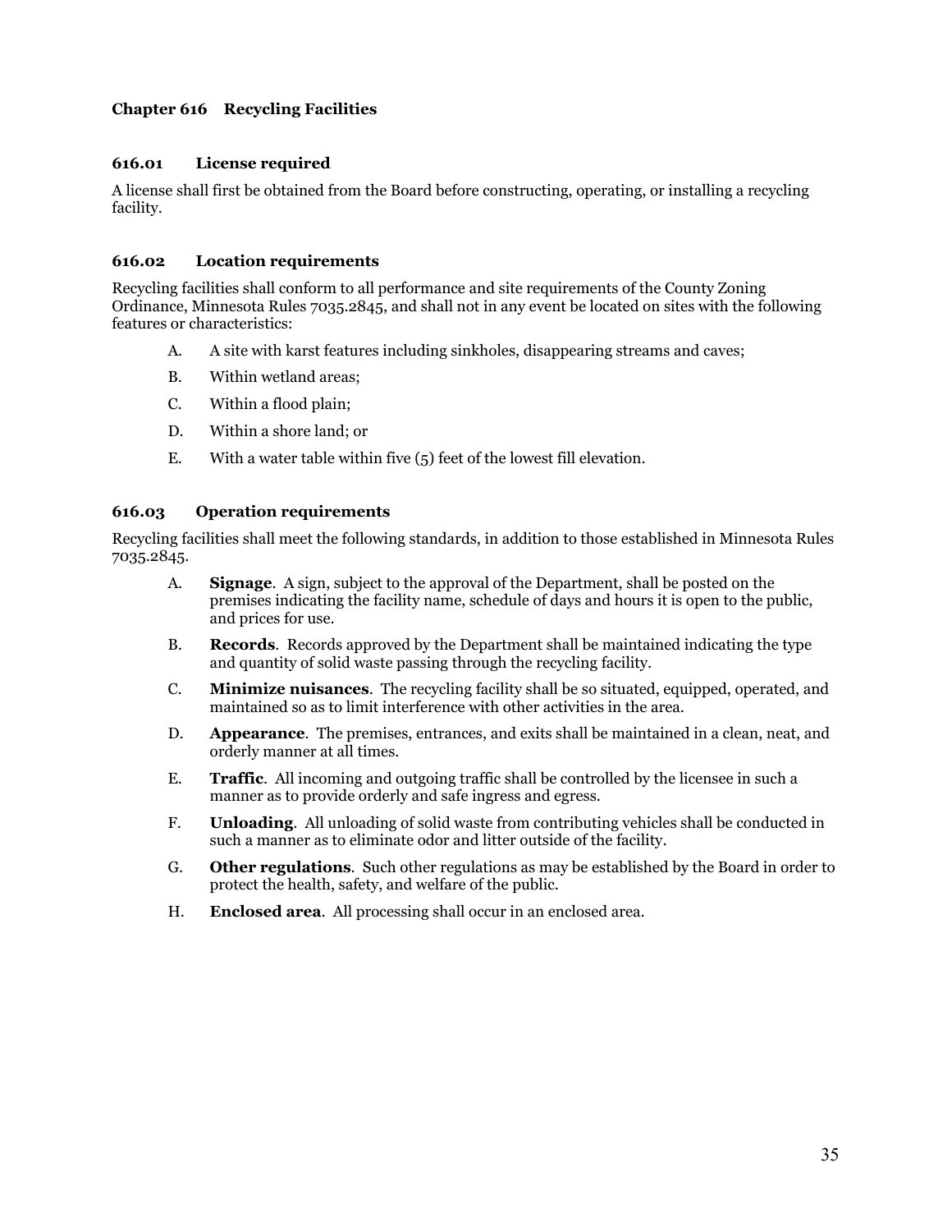## Chapter 616 Recycling Facilities

### 616.01 License required

A license shall first be obtained from the Board before constructing, operating, or installing a recycling facility.

### 616.02 Location requirements

Recycling facilities shall conform to all performance and site requirements of the County Zoning Ordinance, Minnesota Rules 7035.2845, and shall not in any event be located on sites with the following features or characteristics:

A. A site with karst features including sinkholes, disappearing streams and caves;

B. Within wetland areas;

C. Within a flood plain;

D. Within a shore land; or

E. With a water table within five (5) feet of the lowest fill elevation.

### 616.03 Operation requirements

Recycling facilities shall meet the following standards, in addition to those established in Minnesota Rules 7035.2845.

A. **Signage**. A sign, subject to the approval of the Department, shall be posted on the premises indicating the facility name, schedule of days and hours it is open to the public, and prices for use.

B. **Records**. Records approved by the Department shall be maintained indicating the type and quantity of solid waste passing through the recycling facility.

C. **Minimize nuisances**. The recycling facility shall be so situated, equipped, operated, and maintained so as to limit interference with other activities in the area.

D. **Appearance**. The premises, entrances, and exits shall be maintained in a clean, neat, and orderly manner at all times.

E. **Traffic**. All incoming and outgoing traffic shall be controlled by the licensee in such a manner as to provide orderly and safe ingress and egress.

F. **Unloading**. All unloading of solid waste from contributing vehicles shall be conducted in such a manner as to eliminate odor and litter outside of the facility.

G. **Other regulations**. Such other regulations as may be established by the Board in order to protect the health, safety, and welfare of the public.

H. **Enclosed area**. All processing shall occur in an enclosed area.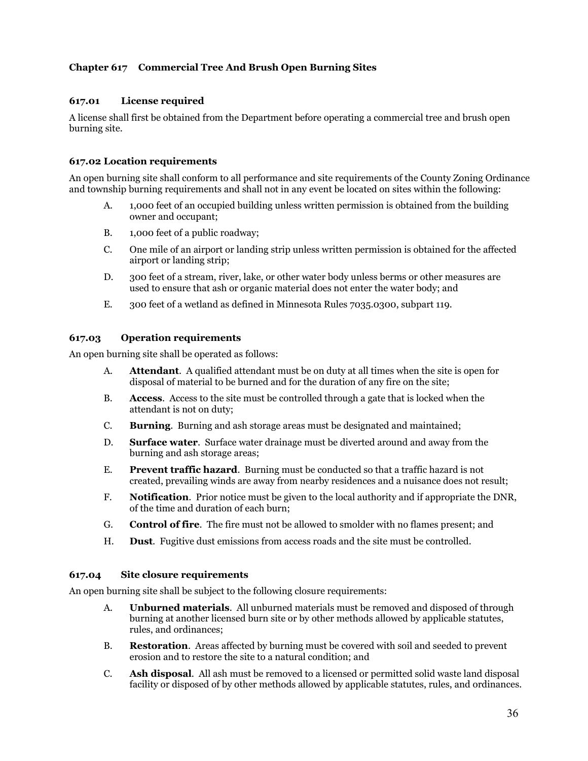## Chapter 617 Commercial Tree And Brush Open Burning Sites

### 617.01 License required

A license shall first be obtained from the Department before operating a commercial tree and brush open burning site.

### 617.02 Location requirements

An open burning site shall conform to all performance and site requirements of the County Zoning Ordinance and township burning requirements and shall not in any event be located on sites within the following:

A. 1,000 feet of an occupied building unless written permission is obtained from the building owner and occupant;

B. 1,000 feet of a public roadway;

C. One mile of an airport or landing strip unless written permission is obtained for the affected airport or landing strip;

D. 300 feet of a stream, river, lake, or other water body unless berms or other measures are used to ensure that ash or organic material does not enter the water body; and

E. 300 feet of a wetland as defined in Minnesota Rules 7035.0300, subpart 119.

### 617.03 Operation requirements

An open burning site shall be operated as follows:

A. **Attendant**. A qualified attendant must be on duty at all times when the site is open for disposal of material to be burned and for the duration of any fire on the site;

B. **Access**. Access to the site must be controlled through a gate that is locked when the attendant is not on duty;

C. **Burning**. Burning and ash storage areas must be designated and maintained;

D. **Surface water**. Surface water drainage must be diverted around and away from the burning and ash storage areas;

E. **Prevent traffic hazard**. Burning must be conducted so that a traffic hazard is not created, prevailing winds are away from nearby residences and a nuisance does not result;

F. **Notification**. Prior notice must be given to the local authority and if appropriate the DNR, of the time and duration of each burn;

G. **Control of fire**. The fire must not be allowed to smolder with no flames present; and

H. **Dust**. Fugitive dust emissions from access roads and the site must be controlled.

### 617.04 Site closure requirements

An open burning site shall be subject to the following closure requirements:

A. **Unburned materials**. All unburned materials must be removed and disposed of through burning at another licensed burn site or by other methods allowed by applicable statutes, rules, and ordinances;

B. **Restoration**. Areas affected by burning must be covered with soil and seeded to prevent erosion and to restore the site to a natural condition; and

C. **Ash disposal**. All ash must be removed to a licensed or permitted solid waste land disposal facility or disposed of by other methods allowed by applicable statutes, rules, and ordinances.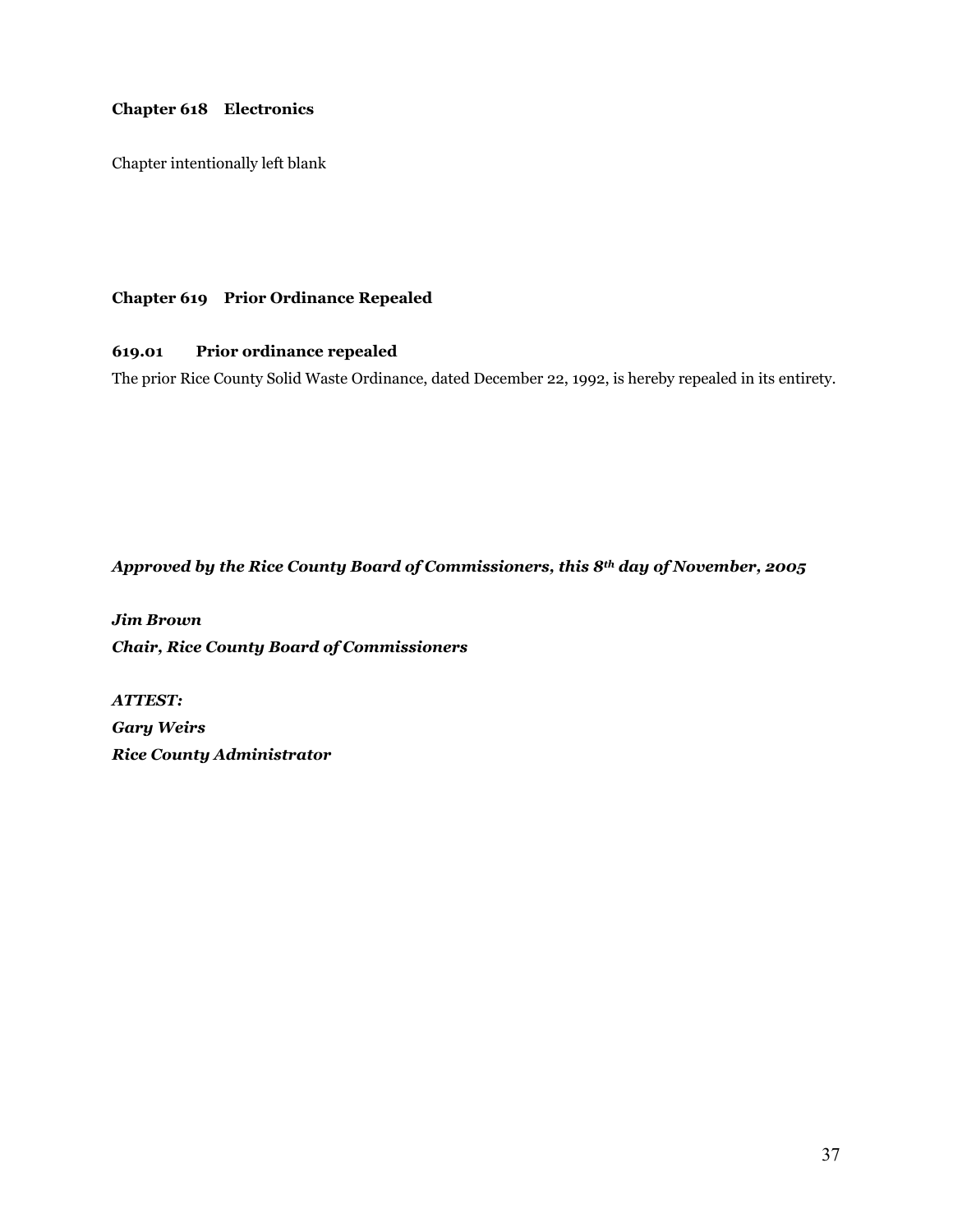## Chapter 618 Electronics

Chapter intentionally left blank

## Chapter 619 Prior Ordinance Repealed

### 619.01 Prior ordinance repealed

The prior Rice County Solid Waste Ordinance, dated December 22, 1992, is hereby repealed in its entirety.

***Approved by the Rice County Board of Commissioners, this 8th day of November, 2005***

***Jim Brown***
***Chair, Rice County Board of Commissioners***

***ATTEST:***
***Gary Weirs***
***Rice County Administrator***